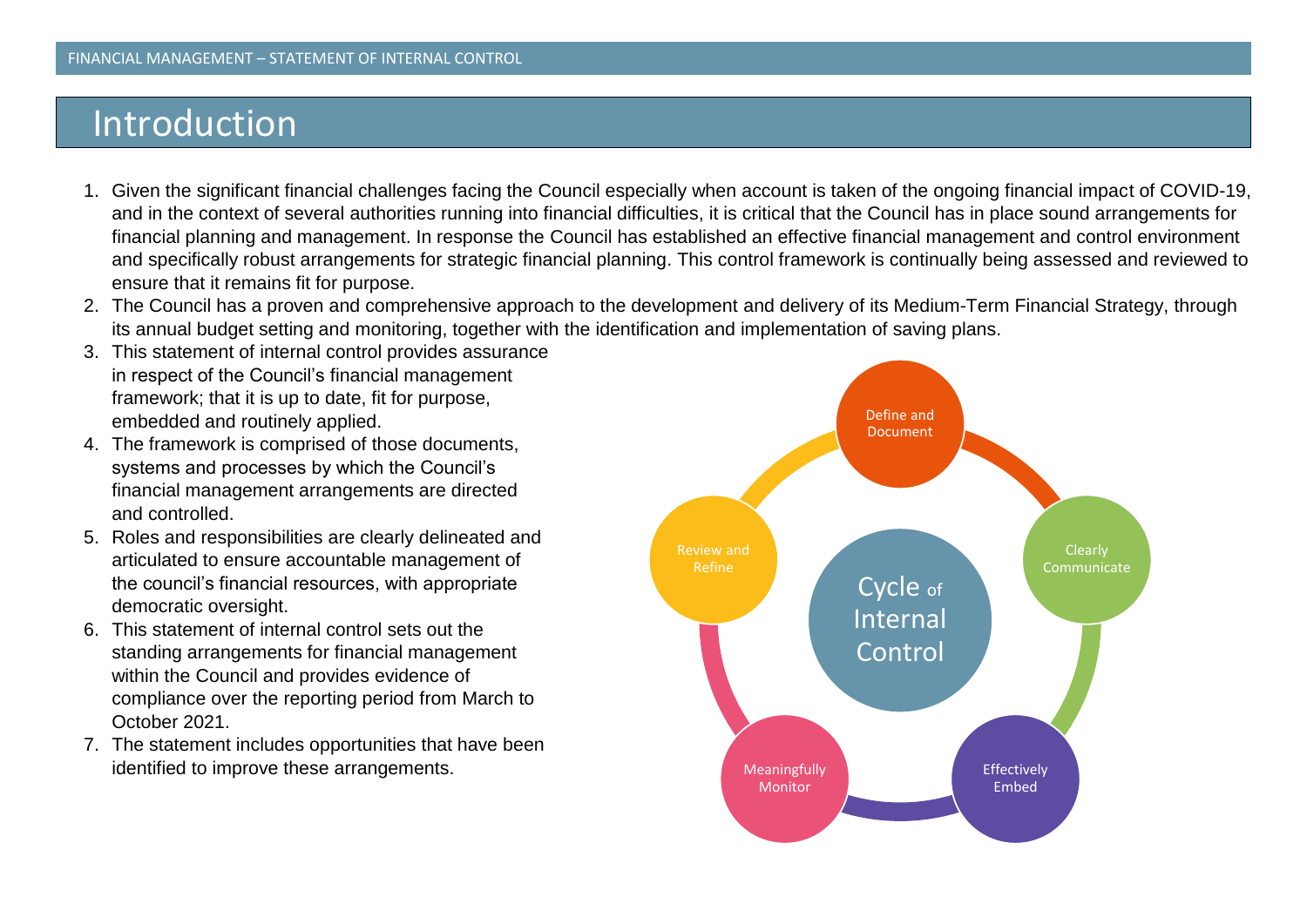# Introduction

1. Given the significant financial challenges facing the Council especially when account is taken of the ongoing financial impact of COVID-19, and in the context of several authorities running into financial difficulties, it is critical that the Council has in place sound arrangements for financial planning and management. In response the Council has established an effective financial management and control environment and specifically robust arrangements for strategic financial planning. This control framework is continually being assessed and reviewed to ensure that it remains fit for purpose.
2. The Council has a proven and comprehensive approach to the development and delivery of its Medium-Term Financial Strategy, through its annual budget setting and monitoring, together with the identification and implementation of saving plans.
3. This statement of internal control provides assurance in respect of the Council's financial management framework; that it is up to date, fit for purpose, embedded and routinely applied.
4. The framework is comprised of those documents, systems and processes by which the Council's financial management arrangements are directed and controlled.
5. Roles and responsibilities are clearly delineated and articulated to ensure accountable management of the council's financial resources, with appropriate democratic oversight.
6. This statement of internal control sets out the standing arrangements for financial management within the Council and provides evidence of compliance over the reporting period from March to October 2021.
7. The statement includes opportunities that have been identified to improve these arrangements.

Cycle of Internal Control

- Define and Document
- Clearly Communicate
- Effectively Embed
- Meaningfully Monitor
- Review and Refine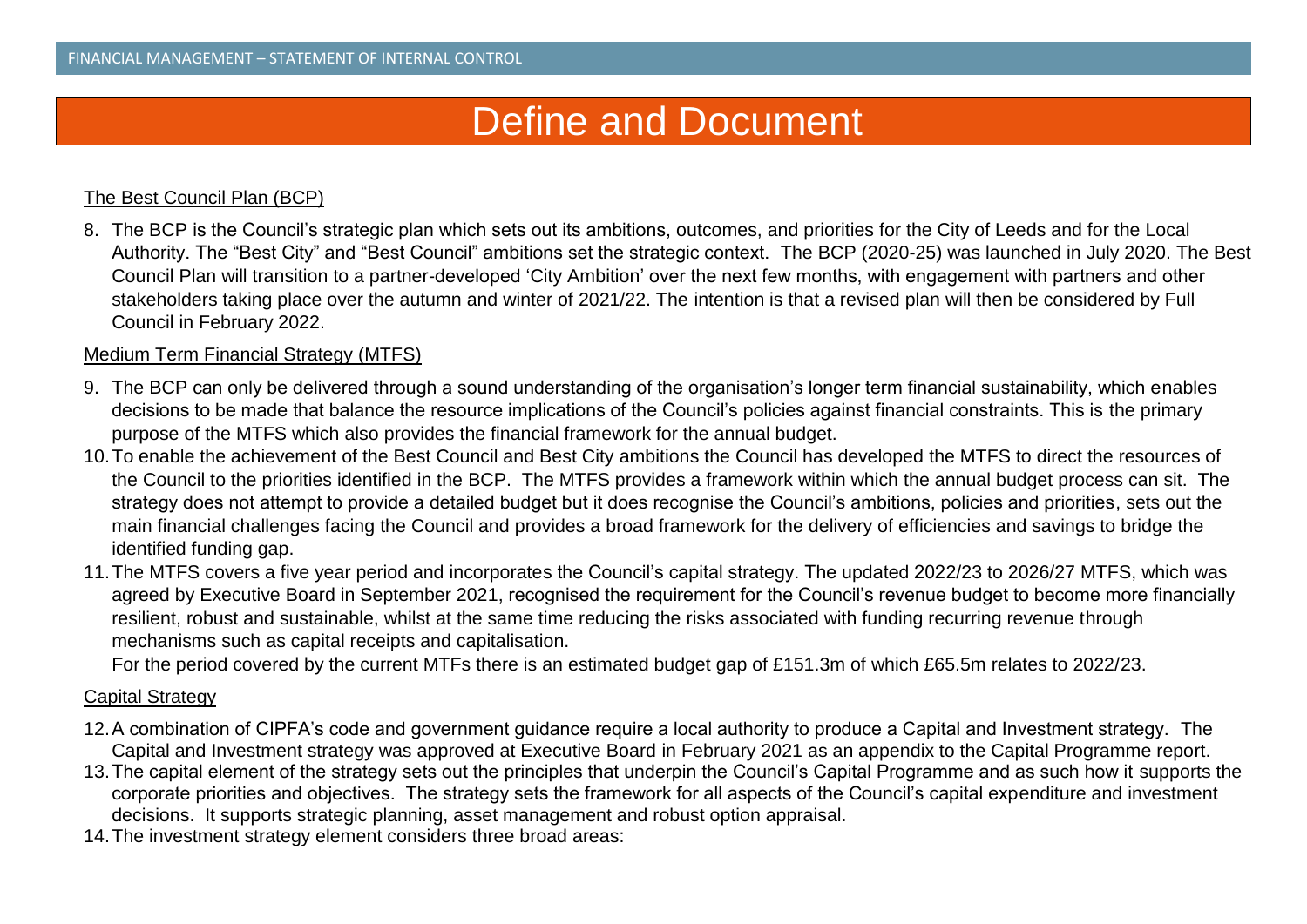# Define and Document

## The Best Council Plan (BCP)

8. The BCP is the Council's strategic plan which sets out its ambitions, outcomes, and priorities for the City of Leeds and for the Local Authority. The "Best City" and "Best Council" ambitions set the strategic context. The BCP (2020-25) was launched in July 2020. The Best Council Plan will transition to a partner-developed 'City Ambition' over the next few months, with engagement with partners and other stakeholders taking place over the autumn and winter of 2021/22. The intention is that a revised plan will then be considered by Full Council in February 2022.

## Medium Term Financial Strategy (MTFS)

9. The BCP can only be delivered through a sound understanding of the organisation's longer term financial sustainability, which enables decisions to be made that balance the resource implications of the Council's policies against financial constraints. This is the primary purpose of the MTFS which also provides the financial framework for the annual budget.
10. To enable the achievement of the Best Council and Best City ambitions the Council has developed the MTFS to direct the resources of the Council to the priorities identified in the BCP. The MTFS provides a framework within which the annual budget process can sit. The strategy does not attempt to provide a detailed budget but it does recognise the Council's ambitions, policies and priorities, sets out the main financial challenges facing the Council and provides a broad framework for the delivery of efficiencies and savings to bridge the identified funding gap.
11. The MTFS covers a five year period and incorporates the Council's capital strategy. The updated 2022/23 to 2026/27 MTFS, which was agreed by Executive Board in September 2021, recognised the requirement for the Council's revenue budget to become more financially resilient, robust and sustainable, whilst at the same time reducing the risks associated with funding recurring revenue through mechanisms such as capital receipts and capitalisation.

    For the period covered by the current MTFs there is an estimated budget gap of £151.3m of which £65.5m relates to 2022/23.

## Capital Strategy

12. A combination of CIPFA's code and government guidance require a local authority to produce a Capital and Investment strategy. The Capital and Investment strategy was approved at Executive Board in February 2021 as an appendix to the Capital Programme report.
13. The capital element of the strategy sets out the principles that underpin the Council's Capital Programme and as such how it supports the corporate priorities and objectives. The strategy sets the framework for all aspects of the Council's capital expenditure and investment decisions. It supports strategic planning, asset management and robust option appraisal.
14. The investment strategy element considers three broad areas: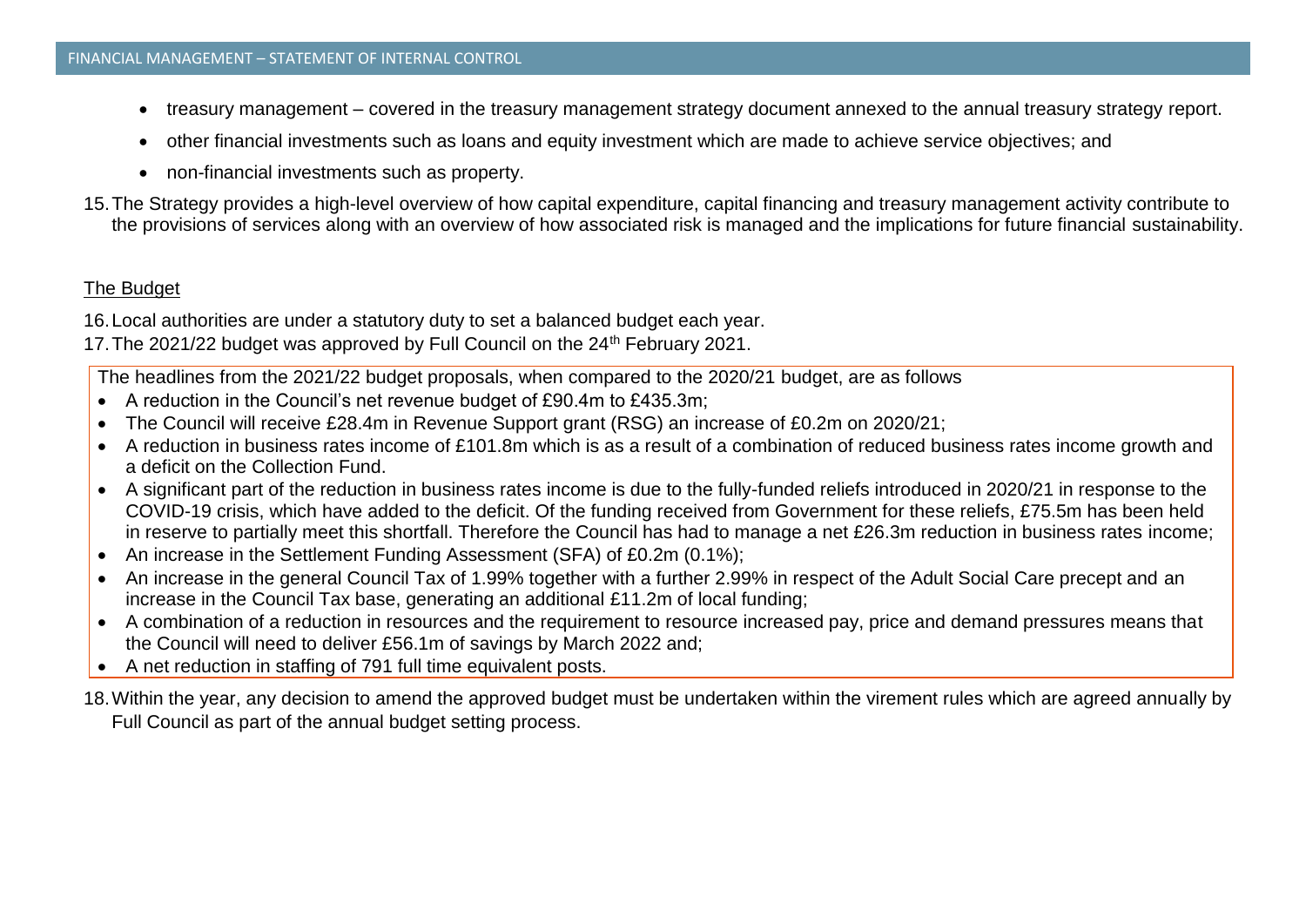- treasury management – covered in the treasury management strategy document annexed to the annual treasury strategy report.
- other financial investments such as loans and equity investment which are made to achieve service objectives; and
- non-financial investments such as property.

15. The Strategy provides a high-level overview of how capital expenditure, capital financing and treasury management activity contribute to the provisions of services along with an overview of how associated risk is managed and the implications for future financial sustainability.

## The Budget

16. Local authorities are under a statutory duty to set a balanced budget each year.
17. The 2021/22 budget was approved by Full Council on the 24th February 2021.

The headlines from the 2021/22 budget proposals, when compared to the 2020/21 budget, are as follows

- A reduction in the Council's net revenue budget of £90.4m to £435.3m;
- The Council will receive £28.4m in Revenue Support grant (RSG) an increase of £0.2m on 2020/21;
- A reduction in business rates income of £101.8m which is as a result of a combination of reduced business rates income growth and a deficit on the Collection Fund.
- A significant part of the reduction in business rates income is due to the fully-funded reliefs introduced in 2020/21 in response to the COVID-19 crisis, which have added to the deficit. Of the funding received from Government for these reliefs, £75.5m has been held in reserve to partially meet this shortfall. Therefore the Council has had to manage a net £26.3m reduction in business rates income;
- An increase in the Settlement Funding Assessment (SFA) of £0.2m (0.1%);
- An increase in the general Council Tax of 1.99% together with a further 2.99% in respect of the Adult Social Care precept and an increase in the Council Tax base, generating an additional £11.2m of local funding;
- A combination of a reduction in resources and the requirement to resource increased pay, price and demand pressures means that the Council will need to deliver £56.1m of savings by March 2022 and;
- A net reduction in staffing of 791 full time equivalent posts.

18. Within the year, any decision to amend the approved budget must be undertaken within the virement rules which are agreed annually by Full Council as part of the annual budget setting process.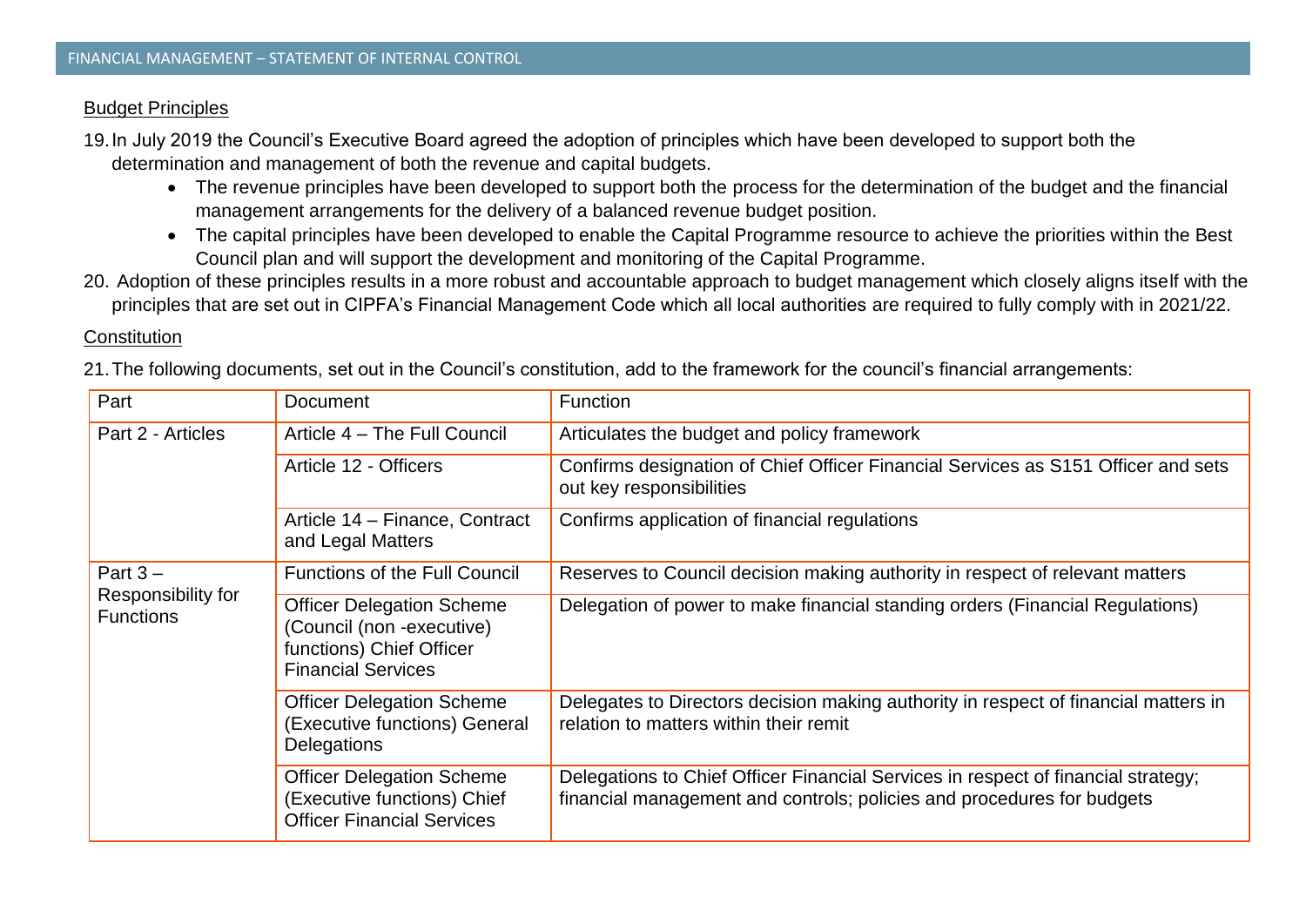### Budget Principles

19. In July 2019 the Council's Executive Board agreed the adoption of principles which have been developed to support both the determination and management of both the revenue and capital budgets.
    - The revenue principles have been developed to support both the process for the determination of the budget and the financial management arrangements for the delivery of a balanced revenue budget position.
    - The capital principles have been developed to enable the Capital Programme resource to achieve the priorities within the Best Council plan and will support the development and monitoring of the Capital Programme.
20. Adoption of these principles results in a more robust and accountable approach to budget management which closely aligns itself with the principles that are set out in CIPFA's Financial Management Code which all local authorities are required to fully comply with in 2021/22.

### Constitution

21. The following documents, set out in the Council's constitution, add to the framework for the council's financial arrangements:

| Part | Document | Function |
|---|---|---|
| Part 2 - Articles | Article 4 – The Full Council | Articulates the budget and policy framework |
| | Article 12 - Officers | Confirms designation of Chief Officer Financial Services as S151 Officer and sets out key responsibilities |
| | Article 14 – Finance, Contract and Legal Matters | Confirms application of financial regulations |
| Part 3 – Responsibility for Functions | Functions of the Full Council | Reserves to Council decision making authority in respect of relevant matters |
| | Officer Delegation Scheme (Council (non -executive) functions) Chief Officer Financial Services | Delegation of power to make financial standing orders (Financial Regulations) |
| | Officer Delegation Scheme (Executive functions) General Delegations | Delegates to Directors decision making authority in respect of financial matters in relation to matters within their remit |
| | Officer Delegation Scheme (Executive functions) Chief Officer Financial Services | Delegations to Chief Officer Financial Services in respect of financial strategy; financial management and controls; policies and procedures for budgets |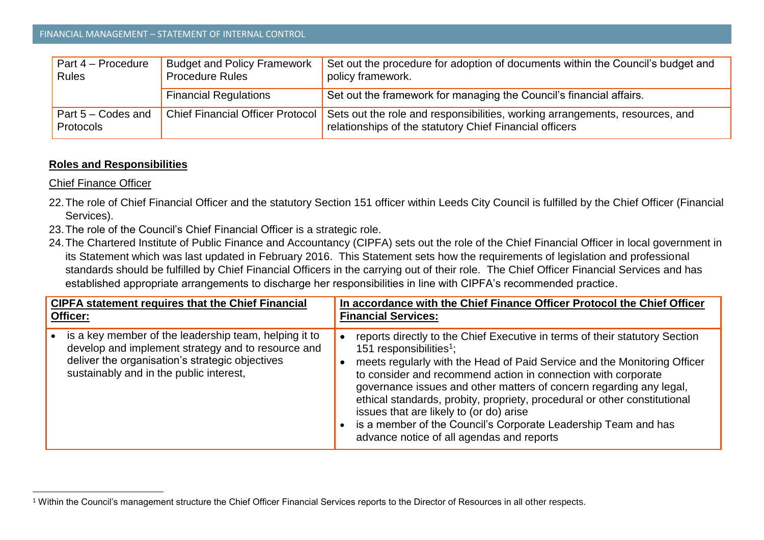| Part 4 – Procedure Rules | Budget and Policy Framework Procedure Rules | Set out the procedure for adoption of documents within the Council's budget and policy framework. |
|---|---|---|
| | Financial Regulations | Set out the framework for managing the Council's financial affairs. |
| Part 5 – Codes and Protocols | Chief Financial Officer Protocol | Sets out the role and responsibilities, working arrangements, resources, and relationships of the statutory Chief Financial officers |

## Roles and Responsibilities

### Chief Finance Officer

22. The role of Chief Financial Officer and the statutory Section 151 officer within Leeds City Council is fulfilled by the Chief Officer (Financial Services).
23. The role of the Council's Chief Financial Officer is a strategic role.
24. The Chartered Institute of Public Finance and Accountancy (CIPFA) sets out the role of the Chief Financial Officer in local government in its Statement which was last updated in February 2016. This Statement sets how the requirements of legislation and professional standards should be fulfilled by Chief Financial Officers in the carrying out of their role. The Chief Officer Financial Services and has established appropriate arrangements to discharge her responsibilities in line with CIPFA's recommended practice.

| **CIPFA statement requires that the Chief Financial Officer:** | **In accordance with the Chief Finance Officer Protocol the Chief Officer Financial Services:** |
|---|---|
| • is a key member of the leadership team, helping it to develop and implement strategy and to resource and deliver the organisation's strategic objectives sustainably and in the public interest, | • reports directly to the Chief Executive in terms of their statutory Section 151 responsibilities[1]; <br> • meets regularly with the Head of Paid Service and the Monitoring Officer to consider and recommend action in connection with corporate governance issues and other matters of concern regarding any legal, ethical standards, probity, propriety, procedural or other constitutional issues that are likely to (or do) arise <br> • is a member of the Council's Corporate Leadership Team and has advance notice of all agendas and reports |

[1] Within the Council's management structure the Chief Officer Financial Services reports to the Director of Resources in all other respects.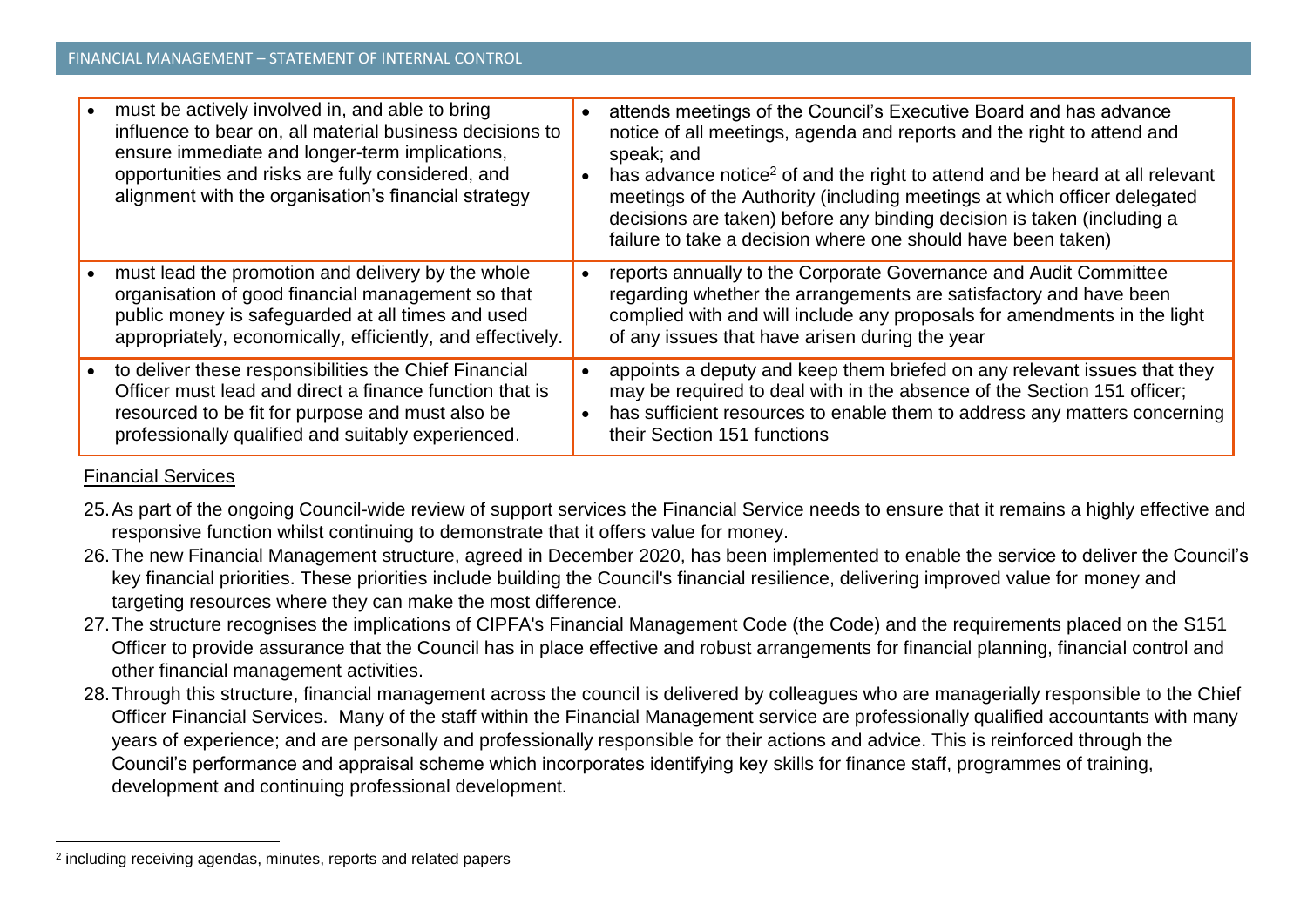| | |
|---|---|
| • must be actively involved in, and able to bring influence to bear on, all material business decisions to ensure immediate and longer-term implications, opportunities and risks are fully considered, and alignment with the organisation's financial strategy | • attends meetings of the Council's Executive Board and has advance notice of all meetings, agenda and reports and the right to attend and speak; and<br>• has advance notice[2] of and the right to attend and be heard at all relevant meetings of the Authority (including meetings at which officer delegated decisions are taken) before any binding decision is taken (including a failure to take a decision where one should have been taken) |
| • must lead the promotion and delivery by the whole organisation of good financial management so that public money is safeguarded at all times and used appropriately, economically, efficiently, and effectively. | • reports annually to the Corporate Governance and Audit Committee regarding whether the arrangements are satisfactory and have been complied with and will include any proposals for amendments in the light of any issues that have arisen during the year |
| • to deliver these responsibilities the Chief Financial Officer must lead and direct a finance function that is resourced to be fit for purpose and must also be professionally qualified and suitably experienced. | • appoints a deputy and keep them briefed on any relevant issues that they may be required to deal with in the absence of the Section 151 officer;<br>• has sufficient resources to enable them to address any matters concerning their Section 151 functions |

<u>Financial Services</u>

25. As part of the ongoing Council-wide review of support services the Financial Service needs to ensure that it remains a highly effective and responsive function whilst continuing to demonstrate that it offers value for money.
26. The new Financial Management structure, agreed in December 2020, has been implemented to enable the service to deliver the Council's key financial priorities. These priorities include building the Council's financial resilience, delivering improved value for money and targeting resources where they can make the most difference.
27. The structure recognises the implications of CIPFA's Financial Management Code (the Code) and the requirements placed on the S151 Officer to provide assurance that the Council has in place effective and robust arrangements for financial planning, financial control and other financial management activities.
28. Through this structure, financial management across the council is delivered by colleagues who are managerially responsible to the Chief Officer Financial Services. Many of the staff within the Financial Management service are professionally qualified accountants with many years of experience; and are personally and professionally responsible for their actions and advice. This is reinforced through the Council's performance and appraisal scheme which incorporates identifying key skills for finance staff, programmes of training, development and continuing professional development.

[2] including receiving agendas, minutes, reports and related papers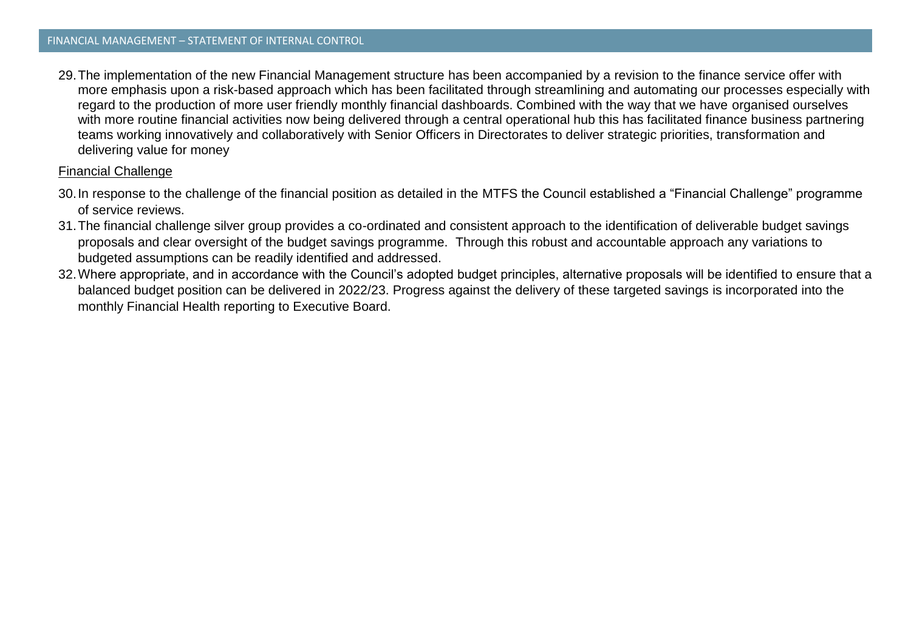29. The implementation of the new Financial Management structure has been accompanied by a revision to the finance service offer with more emphasis upon a risk-based approach which has been facilitated through streamlining and automating our processes especially with regard to the production of more user friendly monthly financial dashboards. Combined with the way that we have organised ourselves with more routine financial activities now being delivered through a central operational hub this has facilitated finance business partnering teams working innovatively and collaboratively with Senior Officers in Directorates to deliver strategic priorities, transformation and delivering value for money

<u>Financial Challenge</u>

30. In response to the challenge of the financial position as detailed in the MTFS the Council established a "Financial Challenge" programme of service reviews.
31. The financial challenge silver group provides a co-ordinated and consistent approach to the identification of deliverable budget savings proposals and clear oversight of the budget savings programme. Through this robust and accountable approach any variations to budgeted assumptions can be readily identified and addressed.
32. Where appropriate, and in accordance with the Council's adopted budget principles, alternative proposals will be identified to ensure that a balanced budget position can be delivered in 2022/23. Progress against the delivery of these targeted savings is incorporated into the monthly Financial Health reporting to Executive Board.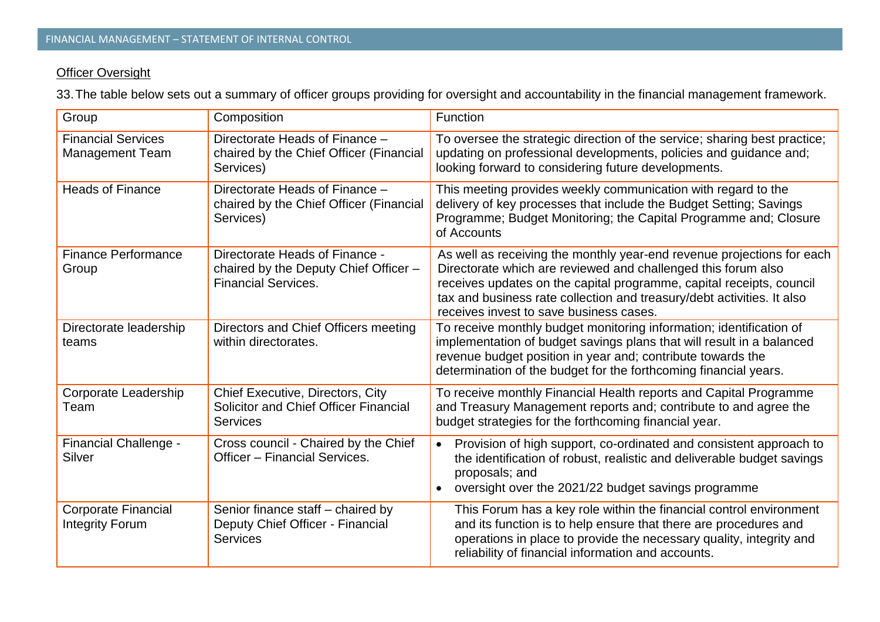Officer Oversight

33. The table below sets out a summary of officer groups providing for oversight and accountability in the financial management framework.

| Group | Composition | Function |
|---|---|---|
| Financial Services Management Team | Directorate Heads of Finance – chaired by the Chief Officer (Financial Services) | To oversee the strategic direction of the service; sharing best practice; updating on professional developments, policies and guidance and; looking forward to considering future developments. |
| Heads of Finance | Directorate Heads of Finance – chaired by the Chief Officer (Financial Services) | This meeting provides weekly communication with regard to the delivery of key processes that include the Budget Setting; Savings Programme; Budget Monitoring; the Capital Programme and; Closure of Accounts |
| Finance Performance Group | Directorate Heads of Finance - chaired by the Deputy Chief Officer – Financial Services. | As well as receiving the monthly year-end revenue projections for each Directorate which are reviewed and challenged this forum also receives updates on the capital programme, capital receipts, council tax and business rate collection and treasury/debt activities. It also receives invest to save business cases. |
| Directorate leadership teams | Directors and Chief Officers meeting within directorates. | To receive monthly budget monitoring information; identification of implementation of budget savings plans that will result in a balanced revenue budget position in year and; contribute towards the determination of the budget for the forthcoming financial years. |
| Corporate Leadership Team | Chief Executive, Directors, City Solicitor and Chief Officer Financial Services | To receive monthly Financial Health reports and Capital Programme and Treasury Management reports and; contribute to and agree the budget strategies for the forthcoming financial year. |
| Financial Challenge - Silver | Cross council - Chaired by the Chief Officer – Financial Services. | • Provision of high support, co-ordinated and consistent approach to the identification of robust, realistic and deliverable budget savings proposals; and<br>• oversight over the 2021/22 budget savings programme |
| Corporate Financial Integrity Forum | Senior finance staff – chaired by Deputy Chief Officer - Financial Services | This Forum has a key role within the financial control environment and its function is to help ensure that there are procedures and operations in place to provide the necessary quality, integrity and reliability of financial information and accounts. |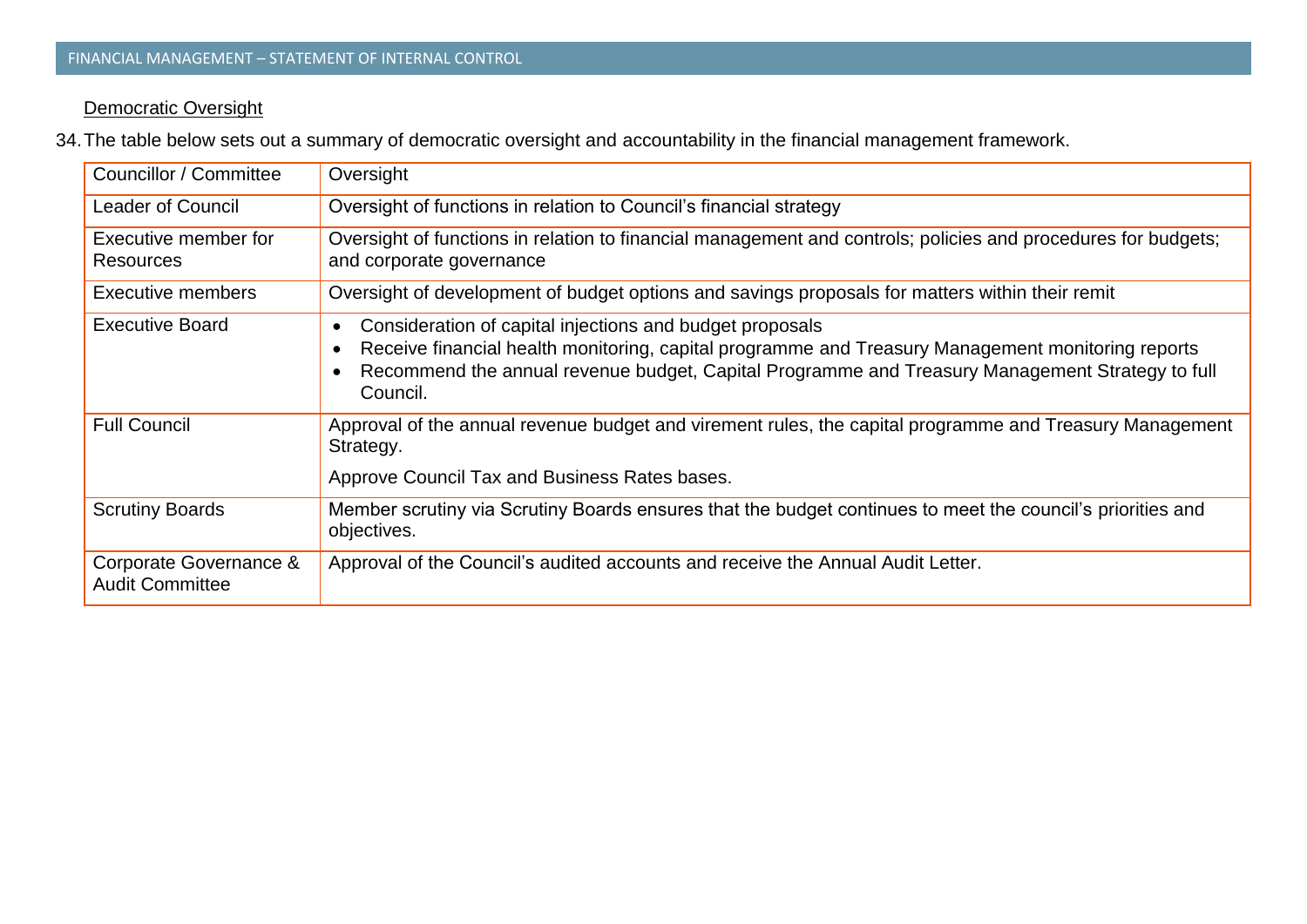Democratic Oversight

34. The table below sets out a summary of democratic oversight and accountability in the financial management framework.

| Councillor / Committee | Oversight |
|---|---|
| Leader of Council | Oversight of functions in relation to Council's financial strategy |
| Executive member for Resources | Oversight of functions in relation to financial management and controls; policies and procedures for budgets; and corporate governance |
| Executive members | Oversight of development of budget options and savings proposals for matters within their remit |
| Executive Board | • Consideration of capital injections and budget proposals<br>• Receive financial health monitoring, capital programme and Treasury Management monitoring reports<br>• Recommend the annual revenue budget, Capital Programme and Treasury Management Strategy to full Council. |
| Full Council | Approval of the annual revenue budget and virement rules, the capital programme and Treasury Management Strategy.<br><br>Approve Council Tax and Business Rates bases. |
| Scrutiny Boards | Member scrutiny via Scrutiny Boards ensures that the budget continues to meet the council's priorities and objectives. |
| Corporate Governance & Audit Committee | Approval of the Council's audited accounts and receive the Annual Audit Letter. |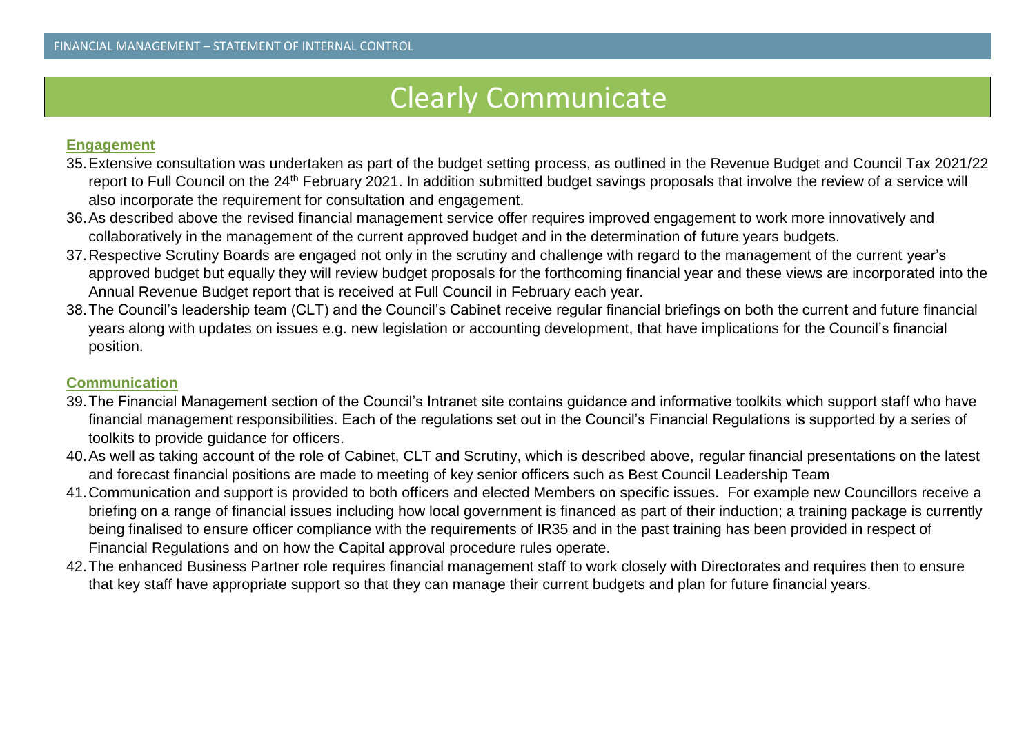# Clearly Communicate

## Engagement

35. Extensive consultation was undertaken as part of the budget setting process, as outlined in the Revenue Budget and Council Tax 2021/22 report to Full Council on the 24th February 2021. In addition submitted budget savings proposals that involve the review of a service will also incorporate the requirement for consultation and engagement.
36. As described above the revised financial management service offer requires improved engagement to work more innovatively and collaboratively in the management of the current approved budget and in the determination of future years budgets.
37. Respective Scrutiny Boards are engaged not only in the scrutiny and challenge with regard to the management of the current year's approved budget but equally they will review budget proposals for the forthcoming financial year and these views are incorporated into the Annual Revenue Budget report that is received at Full Council in February each year.
38. The Council's leadership team (CLT) and the Council's Cabinet receive regular financial briefings on both the current and future financial years along with updates on issues e.g. new legislation or accounting development, that have implications for the Council's financial position.

## Communication

39. The Financial Management section of the Council's Intranet site contains guidance and informative toolkits which support staff who have financial management responsibilities. Each of the regulations set out in the Council's Financial Regulations is supported by a series of toolkits to provide guidance for officers.
40. As well as taking account of the role of Cabinet, CLT and Scrutiny, which is described above, regular financial presentations on the latest and forecast financial positions are made to meeting of key senior officers such as Best Council Leadership Team
41. Communication and support is provided to both officers and elected Members on specific issues. For example new Councillors receive a briefing on a range of financial issues including how local government is financed as part of their induction; a training package is currently being finalised to ensure officer compliance with the requirements of IR35 and in the past training has been provided in respect of Financial Regulations and on how the Capital approval procedure rules operate.
42. The enhanced Business Partner role requires financial management staff to work closely with Directorates and requires then to ensure that key staff have appropriate support so that they can manage their current budgets and plan for future financial years.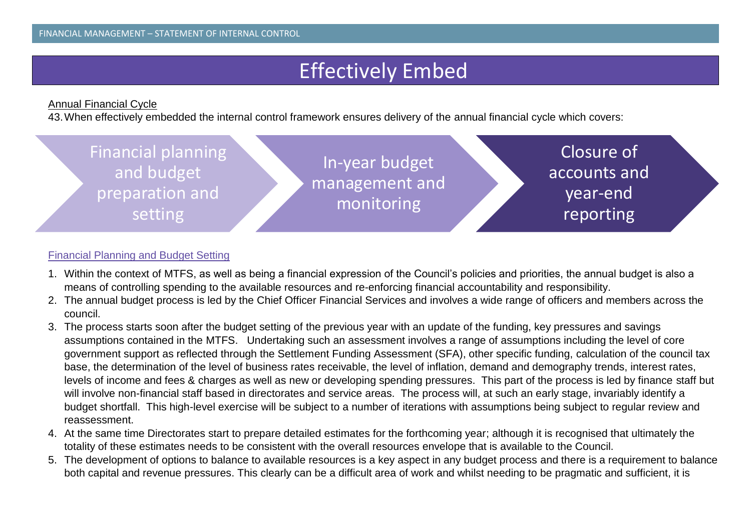# Effectively Embed

Annual Financial Cycle

43. When effectively embedded the internal control framework ensures delivery of the annual financial cycle which covers:

Financial planning and budget preparation and setting → In-year budget management and monitoring → Closure of accounts and year-end reporting

## Financial Planning and Budget Setting

1. Within the context of MTFS, as well as being a financial expression of the Council's policies and priorities, the annual budget is also a means of controlling spending to the available resources and re-enforcing financial accountability and responsibility.
2. The annual budget process is led by the Chief Officer Financial Services and involves a wide range of officers and members across the council.
3. The process starts soon after the budget setting of the previous year with an update of the funding, key pressures and savings assumptions contained in the MTFS. Undertaking such an assessment involves a range of assumptions including the level of core government support as reflected through the Settlement Funding Assessment (SFA), other specific funding, calculation of the council tax base, the determination of the level of business rates receivable, the level of inflation, demand and demography trends, interest rates, levels of income and fees & charges as well as new or developing spending pressures. This part of the process is led by finance staff but will involve non-financial staff based in directorates and service areas. The process will, at such an early stage, invariably identify a budget shortfall. This high-level exercise will be subject to a number of iterations with assumptions being subject to regular review and reassessment.
4. At the same time Directorates start to prepare detailed estimates for the forthcoming year; although it is recognised that ultimately the totality of these estimates needs to be consistent with the overall resources envelope that is available to the Council.
5. The development of options to balance to available resources is a key aspect in any budget process and there is a requirement to balance both capital and revenue pressures. This clearly can be a difficult area of work and whilst needing to be pragmatic and sufficient, it is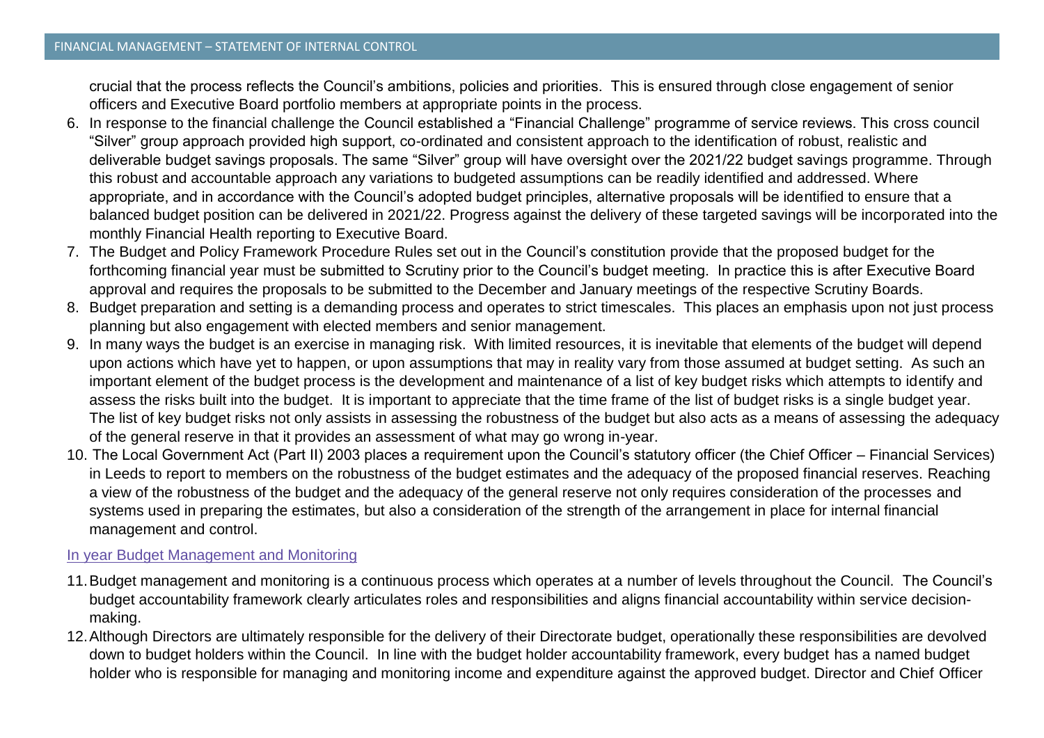crucial that the process reflects the Council's ambitions, policies and priorities. This is ensured through close engagement of senior officers and Executive Board portfolio members at appropriate points in the process.

6. In response to the financial challenge the Council established a "Financial Challenge" programme of service reviews. This cross council "Silver" group approach provided high support, co-ordinated and consistent approach to the identification of robust, realistic and deliverable budget savings proposals. The same "Silver" group will have oversight over the 2021/22 budget savings programme. Through this robust and accountable approach any variations to budgeted assumptions can be readily identified and addressed. Where appropriate, and in accordance with the Council's adopted budget principles, alternative proposals will be identified to ensure that a balanced budget position can be delivered in 2021/22. Progress against the delivery of these targeted savings will be incorporated into the monthly Financial Health reporting to Executive Board.
7. The Budget and Policy Framework Procedure Rules set out in the Council's constitution provide that the proposed budget for the forthcoming financial year must be submitted to Scrutiny prior to the Council's budget meeting. In practice this is after Executive Board approval and requires the proposals to be submitted to the December and January meetings of the respective Scrutiny Boards.
8. Budget preparation and setting is a demanding process and operates to strict timescales. This places an emphasis upon not just process planning but also engagement with elected members and senior management.
9. In many ways the budget is an exercise in managing risk. With limited resources, it is inevitable that elements of the budget will depend upon actions which have yet to happen, or upon assumptions that may in reality vary from those assumed at budget setting. As such an important element of the budget process is the development and maintenance of a list of key budget risks which attempts to identify and assess the risks built into the budget. It is important to appreciate that the time frame of the list of budget risks is a single budget year. The list of key budget risks not only assists in assessing the robustness of the budget but also acts as a means of assessing the adequacy of the general reserve in that it provides an assessment of what may go wrong in-year.
10. The Local Government Act (Part II) 2003 places a requirement upon the Council's statutory officer (the Chief Officer – Financial Services) in Leeds to report to members on the robustness of the budget estimates and the adequacy of the proposed financial reserves. Reaching a view of the robustness of the budget and the adequacy of the general reserve not only requires consideration of the processes and systems used in preparing the estimates, but also a consideration of the strength of the arrangement in place for internal financial management and control.

## In year Budget Management and Monitoring

11. Budget management and monitoring is a continuous process which operates at a number of levels throughout the Council. The Council's budget accountability framework clearly articulates roles and responsibilities and aligns financial accountability within service decision-making.
12. Although Directors are ultimately responsible for the delivery of their Directorate budget, operationally these responsibilities are devolved down to budget holders within the Council. In line with the budget holder accountability framework, every budget has a named budget holder who is responsible for managing and monitoring income and expenditure against the approved budget. Director and Chief Officer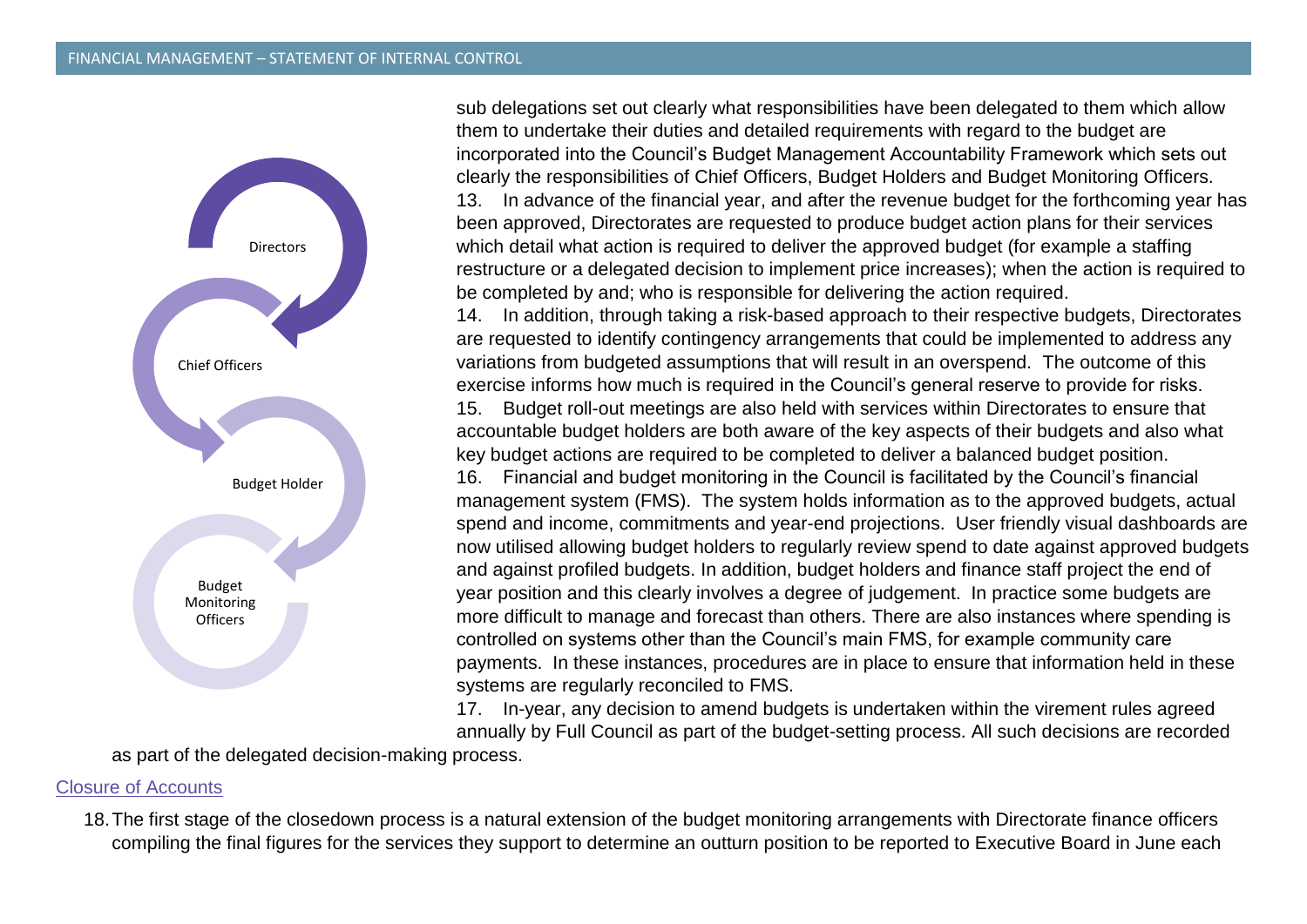Directors

Chief Officers

Budget Holder

Budget Monitoring Officers

sub delegations set out clearly what responsibilities have been delegated to them which allow them to undertake their duties and detailed requirements with regard to the budget are incorporated into the Council's Budget Management Accountability Framework which sets out clearly the responsibilities of Chief Officers, Budget Holders and Budget Monitoring Officers.

13. In advance of the financial year, and after the revenue budget for the forthcoming year has been approved, Directorates are requested to produce budget action plans for their services which detail what action is required to deliver the approved budget (for example a staffing restructure or a delegated decision to implement price increases); when the action is required to be completed by and; who is responsible for delivering the action required.

14. In addition, through taking a risk-based approach to their respective budgets, Directorates are requested to identify contingency arrangements that could be implemented to address any variations from budgeted assumptions that will result in an overspend. The outcome of this exercise informs how much is required in the Council's general reserve to provide for risks.

15. Budget roll-out meetings are also held with services within Directorates to ensure that accountable budget holders are both aware of the key aspects of their budgets and also what key budget actions are required to be completed to deliver a balanced budget position.

16. Financial and budget monitoring in the Council is facilitated by the Council's financial management system (FMS). The system holds information as to the approved budgets, actual spend and income, commitments and year-end projections. User friendly visual dashboards are now utilised allowing budget holders to regularly review spend to date against approved budgets and against profiled budgets. In addition, budget holders and finance staff project the end of year position and this clearly involves a degree of judgement. In practice some budgets are more difficult to manage and forecast than others. There are also instances where spending is controlled on systems other than the Council's main FMS, for example community care payments. In these instances, procedures are in place to ensure that information held in these systems are regularly reconciled to FMS.

17. In-year, any decision to amend budgets is undertaken within the virement rules agreed annually by Full Council as part of the budget-setting process. All such decisions are recorded as part of the delegated decision-making process.

## Closure of Accounts

18. The first stage of the closedown process is a natural extension of the budget monitoring arrangements with Directorate finance officers compiling the final figures for the services they support to determine an outturn position to be reported to Executive Board in June each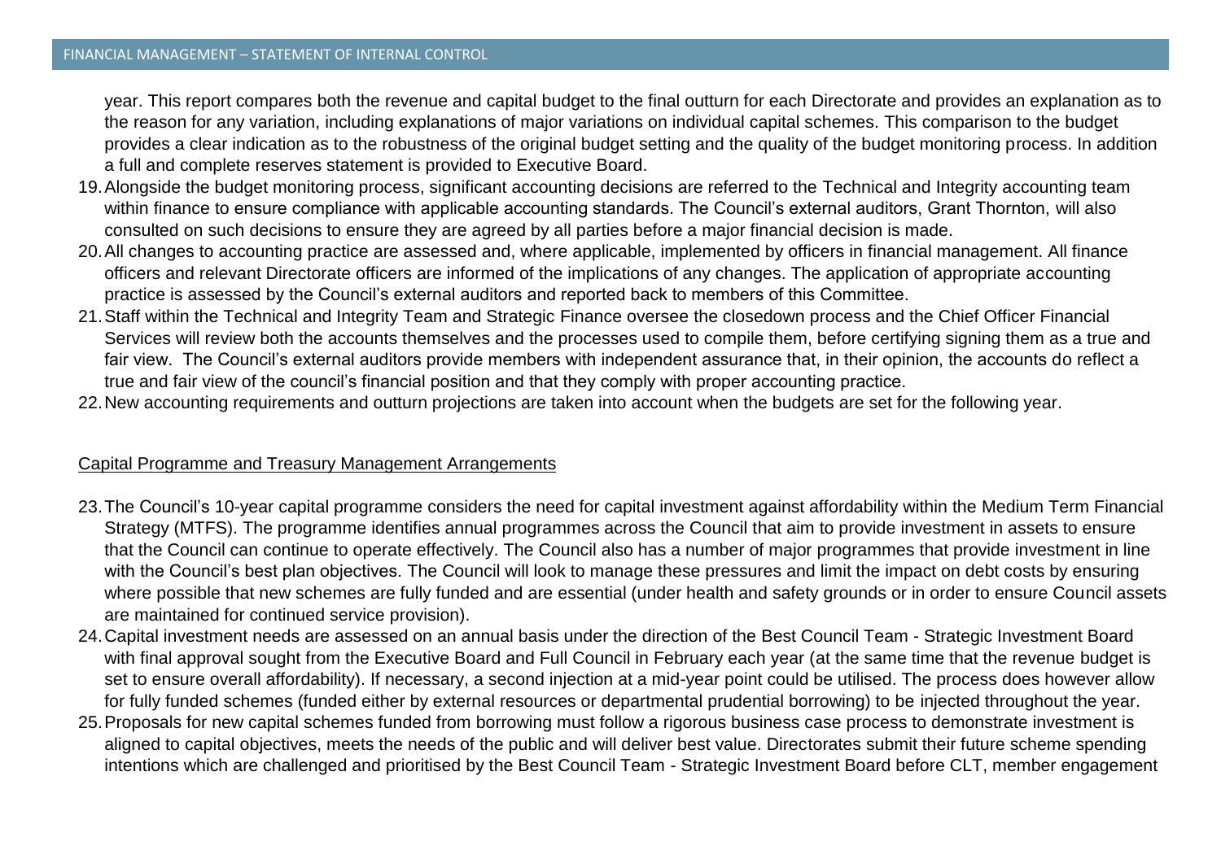year. This report compares both the revenue and capital budget to the final outturn for each Directorate and provides an explanation as to the reason for any variation, including explanations of major variations on individual capital schemes. This comparison to the budget provides a clear indication as to the robustness of the original budget setting and the quality of the budget monitoring process. In addition a full and complete reserves statement is provided to Executive Board.

19. Alongside the budget monitoring process, significant accounting decisions are referred to the Technical and Integrity accounting team within finance to ensure compliance with applicable accounting standards. The Council's external auditors, Grant Thornton, will also consulted on such decisions to ensure they are agreed by all parties before a major financial decision is made.
20. All changes to accounting practice are assessed and, where applicable, implemented by officers in financial management. All finance officers and relevant Directorate officers are informed of the implications of any changes. The application of appropriate accounting practice is assessed by the Council's external auditors and reported back to members of this Committee.
21. Staff within the Technical and Integrity Team and Strategic Finance oversee the closedown process and the Chief Officer Financial Services will review both the accounts themselves and the processes used to compile them, before certifying signing them as a true and fair view. The Council's external auditors provide members with independent assurance that, in their opinion, the accounts do reflect a true and fair view of the council's financial position and that they comply with proper accounting practice.
22. New accounting requirements and outturn projections are taken into account when the budgets are set for the following year.

Capital Programme and Treasury Management Arrangements

23. The Council's 10-year capital programme considers the need for capital investment against affordability within the Medium Term Financial Strategy (MTFS). The programme identifies annual programmes across the Council that aim to provide investment in assets to ensure that the Council can continue to operate effectively. The Council also has a number of major programmes that provide investment in line with the Council's best plan objectives. The Council will look to manage these pressures and limit the impact on debt costs by ensuring where possible that new schemes are fully funded and are essential (under health and safety grounds or in order to ensure Council assets are maintained for continued service provision).
24. Capital investment needs are assessed on an annual basis under the direction of the Best Council Team - Strategic Investment Board with final approval sought from the Executive Board and Full Council in February each year (at the same time that the revenue budget is set to ensure overall affordability). If necessary, a second injection at a mid-year point could be utilised. The process does however allow for fully funded schemes (funded either by external resources or departmental prudential borrowing) to be injected throughout the year.
25. Proposals for new capital schemes funded from borrowing must follow a rigorous business case process to demonstrate investment is aligned to capital objectives, meets the needs of the public and will deliver best value. Directorates submit their future scheme spending intentions which are challenged and prioritised by the Best Council Team - Strategic Investment Board before CLT, member engagement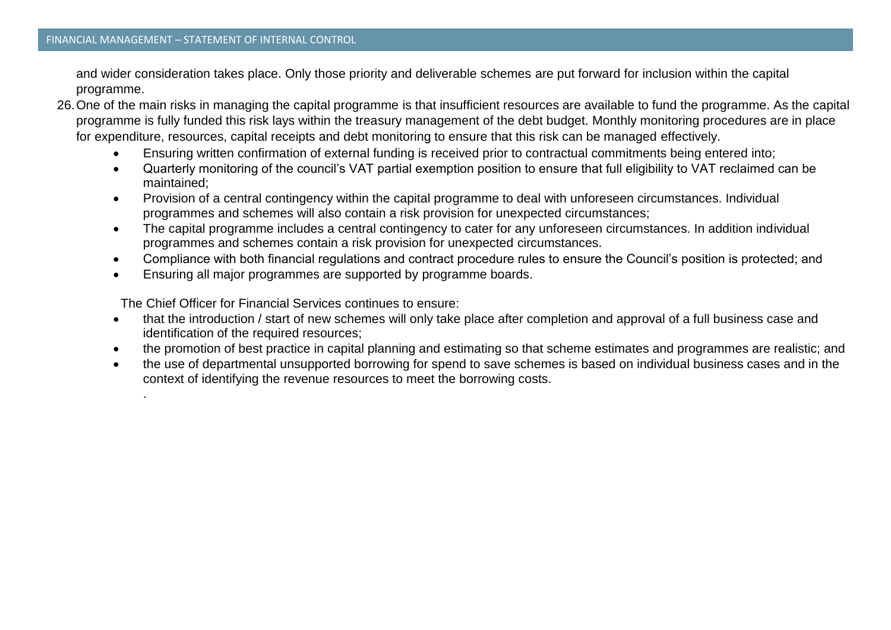and wider consideration takes place. Only those priority and deliverable schemes are put forward for inclusion within the capital programme.

26. One of the main risks in managing the capital programme is that insufficient resources are available to fund the programme. As the capital programme is fully funded this risk lays within the treasury management of the debt budget. Monthly monitoring procedures are in place for expenditure, resources, capital receipts and debt monitoring to ensure that this risk can be managed effectively.

    - Ensuring written confirmation of external funding is received prior to contractual commitments being entered into;
    - Quarterly monitoring of the council's VAT partial exemption position to ensure that full eligibility to VAT reclaimed can be maintained;
    - Provision of a central contingency within the capital programme to deal with unforeseen circumstances. Individual programmes and schemes will also contain a risk provision for unexpected circumstances;
    - The capital programme includes a central contingency to cater for any unforeseen circumstances. In addition individual programmes and schemes contain a risk provision for unexpected circumstances.
    - Compliance with both financial regulations and contract procedure rules to ensure the Council's position is protected; and
    - Ensuring all major programmes are supported by programme boards.

    The Chief Officer for Financial Services continues to ensure:

    - that the introduction / start of new schemes will only take place after completion and approval of a full business case and identification of the required resources;
    - the promotion of best practice in capital planning and estimating so that scheme estimates and programmes are realistic; and
    - the use of departmental unsupported borrowing for spend to save schemes is based on individual business cases and in the context of identifying the revenue resources to meet the borrowing costs.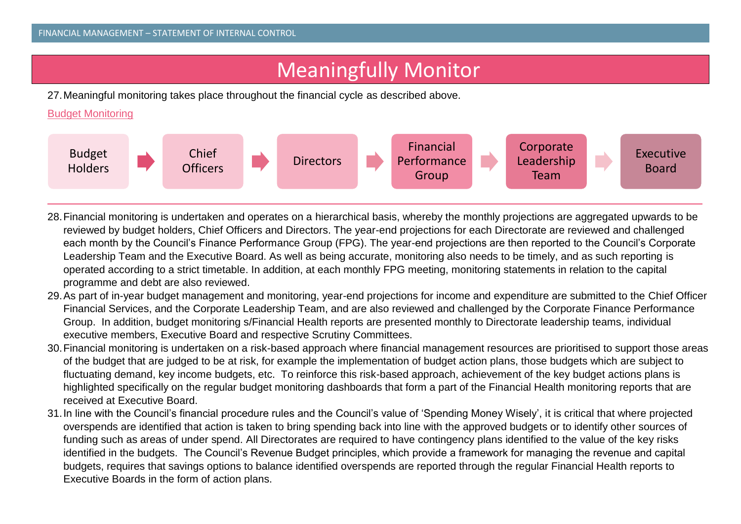# Meaningfully Monitor

27. Meaningful monitoring takes place throughout the financial cycle as described above.

Budget Monitoring

Budget Holders → Chief Officers → Directors → Financial Performance Group → Corporate Leadership Team → Executive Board

28. Financial monitoring is undertaken and operates on a hierarchical basis, whereby the monthly projections are aggregated upwards to be reviewed by budget holders, Chief Officers and Directors. The year-end projections for each Directorate are reviewed and challenged each month by the Council's Finance Performance Group (FPG). The year-end projections are then reported to the Council's Corporate Leadership Team and the Executive Board. As well as being accurate, monitoring also needs to be timely, and as such reporting is operated according to a strict timetable. In addition, at each monthly FPG meeting, monitoring statements in relation to the capital programme and debt are also reviewed.
29. As part of in-year budget management and monitoring, year-end projections for income and expenditure are submitted to the Chief Officer Financial Services, and the Corporate Leadership Team, and are also reviewed and challenged by the Corporate Finance Performance Group. In addition, budget monitoring s/Financial Health reports are presented monthly to Directorate leadership teams, individual executive members, Executive Board and respective Scrutiny Committees.
30. Financial monitoring is undertaken on a risk-based approach where financial management resources are prioritised to support those areas of the budget that are judged to be at risk, for example the implementation of budget action plans, those budgets which are subject to fluctuating demand, key income budgets, etc. To reinforce this risk-based approach, achievement of the key budget actions plans is highlighted specifically on the regular budget monitoring dashboards that form a part of the Financial Health monitoring reports that are received at Executive Board.
31. In line with the Council's financial procedure rules and the Council's value of 'Spending Money Wisely', it is critical that where projected overspends are identified that action is taken to bring spending back into line with the approved budgets or to identify other sources of funding such as areas of under spend. All Directorates are required to have contingency plans identified to the value of the key risks identified in the budgets. The Council's Revenue Budget principles, which provide a framework for managing the revenue and capital budgets, requires that savings options to balance identified overspends are reported through the regular Financial Health reports to Executive Boards in the form of action plans.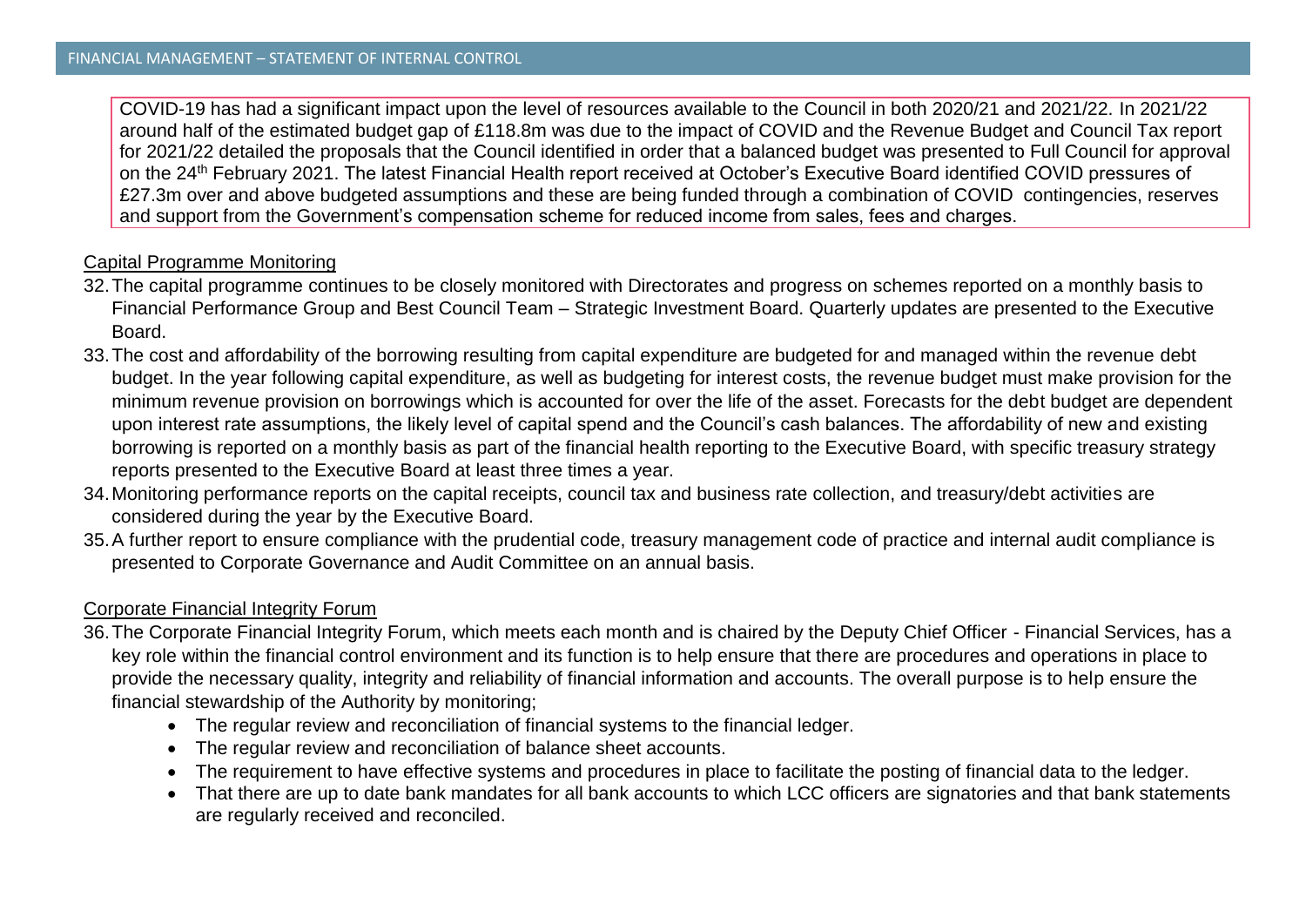COVID-19 has had a significant impact upon the level of resources available to the Council in both 2020/21 and 2021/22. In 2021/22 around half of the estimated budget gap of £118.8m was due to the impact of COVID and the Revenue Budget and Council Tax report for 2021/22 detailed the proposals that the Council identified in order that a balanced budget was presented to Full Council for approval on the 24th February 2021. The latest Financial Health report received at October's Executive Board identified COVID pressures of £27.3m over and above budgeted assumptions and these are being funded through a combination of COVID contingencies, reserves and support from the Government's compensation scheme for reduced income from sales, fees and charges.

Capital Programme Monitoring

32. The capital programme continues to be closely monitored with Directorates and progress on schemes reported on a monthly basis to Financial Performance Group and Best Council Team – Strategic Investment Board. Quarterly updates are presented to the Executive Board.
33. The cost and affordability of the borrowing resulting from capital expenditure are budgeted for and managed within the revenue debt budget. In the year following capital expenditure, as well as budgeting for interest costs, the revenue budget must make provision for the minimum revenue provision on borrowings which is accounted for over the life of the asset. Forecasts for the debt budget are dependent upon interest rate assumptions, the likely level of capital spend and the Council's cash balances. The affordability of new and existing borrowing is reported on a monthly basis as part of the financial health reporting to the Executive Board, with specific treasury strategy reports presented to the Executive Board at least three times a year.
34. Monitoring performance reports on the capital receipts, council tax and business rate collection, and treasury/debt activities are considered during the year by the Executive Board.
35. A further report to ensure compliance with the prudential code, treasury management code of practice and internal audit compliance is presented to Corporate Governance and Audit Committee on an annual basis.

Corporate Financial Integrity Forum

36. The Corporate Financial Integrity Forum, which meets each month and is chaired by the Deputy Chief Officer - Financial Services, has a key role within the financial control environment and its function is to help ensure that there are procedures and operations in place to provide the necessary quality, integrity and reliability of financial information and accounts. The overall purpose is to help ensure the financial stewardship of the Authority by monitoring;
    - The regular review and reconciliation of financial systems to the financial ledger.
    - The regular review and reconciliation of balance sheet accounts.
    - The requirement to have effective systems and procedures in place to facilitate the posting of financial data to the ledger.
    - That there are up to date bank mandates for all bank accounts to which LCC officers are signatories and that bank statements are regularly received and reconciled.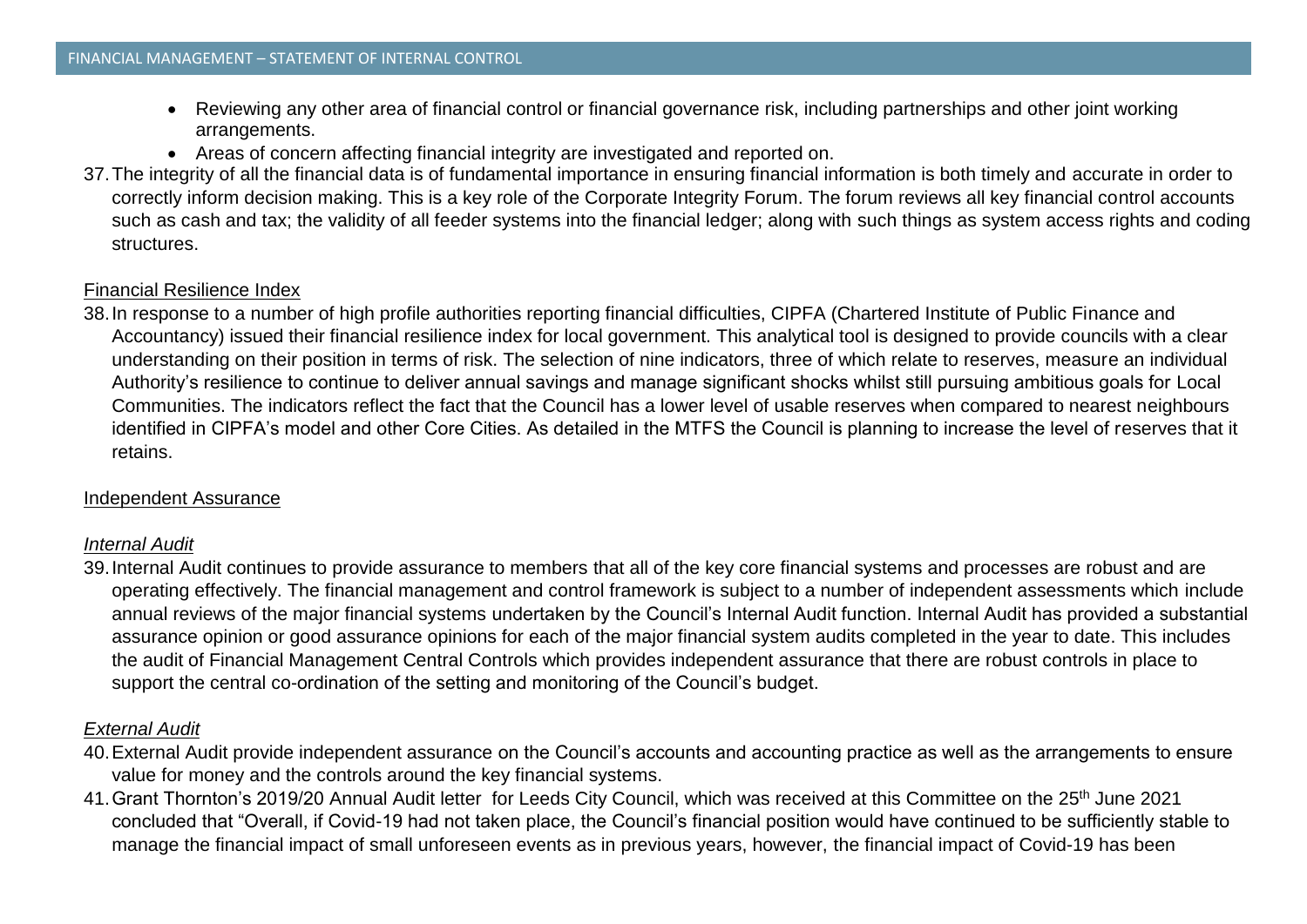- Reviewing any other area of financial control or financial governance risk, including partnerships and other joint working arrangements.
- Areas of concern affecting financial integrity are investigated and reported on.

37. The integrity of all the financial data is of fundamental importance in ensuring financial information is both timely and accurate in order to correctly inform decision making. This is a key role of the Corporate Integrity Forum. The forum reviews all key financial control accounts such as cash and tax; the validity of all feeder systems into the financial ledger; along with such things as system access rights and coding structures.

Financial Resilience Index

38. In response to a number of high profile authorities reporting financial difficulties, CIPFA (Chartered Institute of Public Finance and Accountancy) issued their financial resilience index for local government. This analytical tool is designed to provide councils with a clear understanding on their position in terms of risk. The selection of nine indicators, three of which relate to reserves, measure an individual Authority's resilience to continue to deliver annual savings and manage significant shocks whilst still pursuing ambitious goals for Local Communities. The indicators reflect the fact that the Council has a lower level of usable reserves when compared to nearest neighbours identified in CIPFA's model and other Core Cities. As detailed in the MTFS the Council is planning to increase the level of reserves that it retains.

Independent Assurance

*Internal Audit*

39. Internal Audit continues to provide assurance to members that all of the key core financial systems and processes are robust and are operating effectively. The financial management and control framework is subject to a number of independent assessments which include annual reviews of the major financial systems undertaken by the Council's Internal Audit function. Internal Audit has provided a substantial assurance opinion or good assurance opinions for each of the major financial system audits completed in the year to date. This includes the audit of Financial Management Central Controls which provides independent assurance that there are robust controls in place to support the central co-ordination of the setting and monitoring of the Council's budget.

*External Audit*

40. External Audit provide independent assurance on the Council's accounts and accounting practice as well as the arrangements to ensure value for money and the controls around the key financial systems.

41. Grant Thornton's 2019/20 Annual Audit letter for Leeds City Council, which was received at this Committee on the 25th June 2021 concluded that "Overall, if Covid-19 had not taken place, the Council's financial position would have continued to be sufficiently stable to manage the financial impact of small unforeseen events as in previous years, however, the financial impact of Covid-19 has been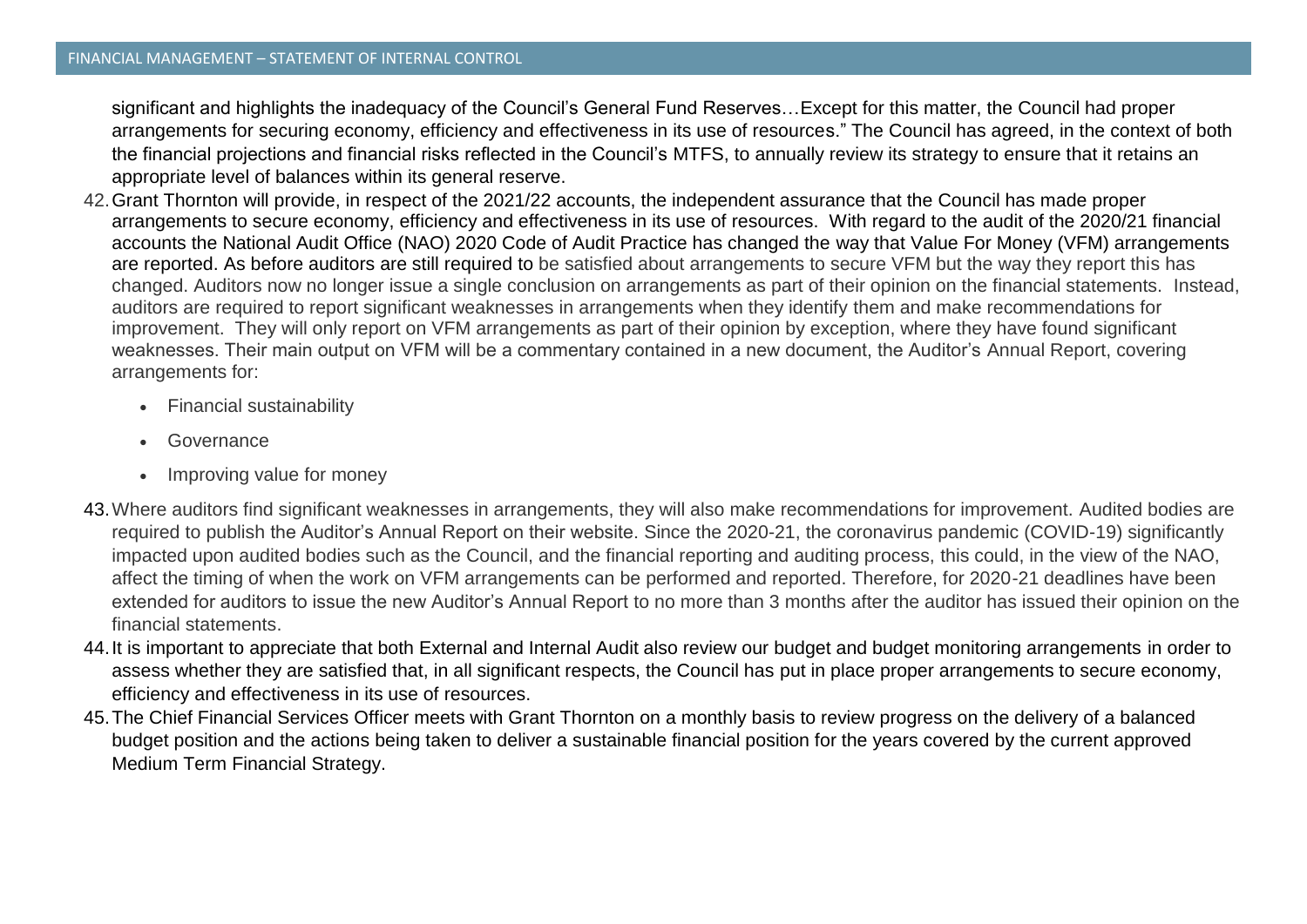significant and highlights the inadequacy of the Council's General Fund Reserves…Except for this matter, the Council had proper arrangements for securing economy, efficiency and effectiveness in its use of resources." The Council has agreed, in the context of both the financial projections and financial risks reflected in the Council's MTFS, to annually review its strategy to ensure that it retains an appropriate level of balances within its general reserve.

42. Grant Thornton will provide, in respect of the 2021/22 accounts, the independent assurance that the Council has made proper arrangements to secure economy, efficiency and effectiveness in its use of resources. With regard to the audit of the 2020/21 financial accounts the National Audit Office (NAO) 2020 Code of Audit Practice has changed the way that Value For Money (VFM) arrangements are reported. As before auditors are still required to be satisfied about arrangements to secure VFM but the way they report this has changed. Auditors now no longer issue a single conclusion on arrangements as part of their opinion on the financial statements. Instead, auditors are required to report significant weaknesses in arrangements when they identify them and make recommendations for improvement. They will only report on VFM arrangements as part of their opinion by exception, where they have found significant weaknesses. Their main output on VFM will be a commentary contained in a new document, the Auditor's Annual Report, covering arrangements for:

    - Financial sustainability
    - Governance
    - Improving value for money

43. Where auditors find significant weaknesses in arrangements, they will also make recommendations for improvement. Audited bodies are required to publish the Auditor's Annual Report on their website. Since the 2020-21, the coronavirus pandemic (COVID-19) significantly impacted upon audited bodies such as the Council, and the financial reporting and auditing process, this could, in the view of the NAO, affect the timing of when the work on VFM arrangements can be performed and reported. Therefore, for 2020-21 deadlines have been extended for auditors to issue the new Auditor's Annual Report to no more than 3 months after the auditor has issued their opinion on the financial statements.

44. It is important to appreciate that both External and Internal Audit also review our budget and budget monitoring arrangements in order to assess whether they are satisfied that, in all significant respects, the Council has put in place proper arrangements to secure economy, efficiency and effectiveness in its use of resources.

45. The Chief Financial Services Officer meets with Grant Thornton on a monthly basis to review progress on the delivery of a balanced budget position and the actions being taken to deliver a sustainable financial position for the years covered by the current approved Medium Term Financial Strategy.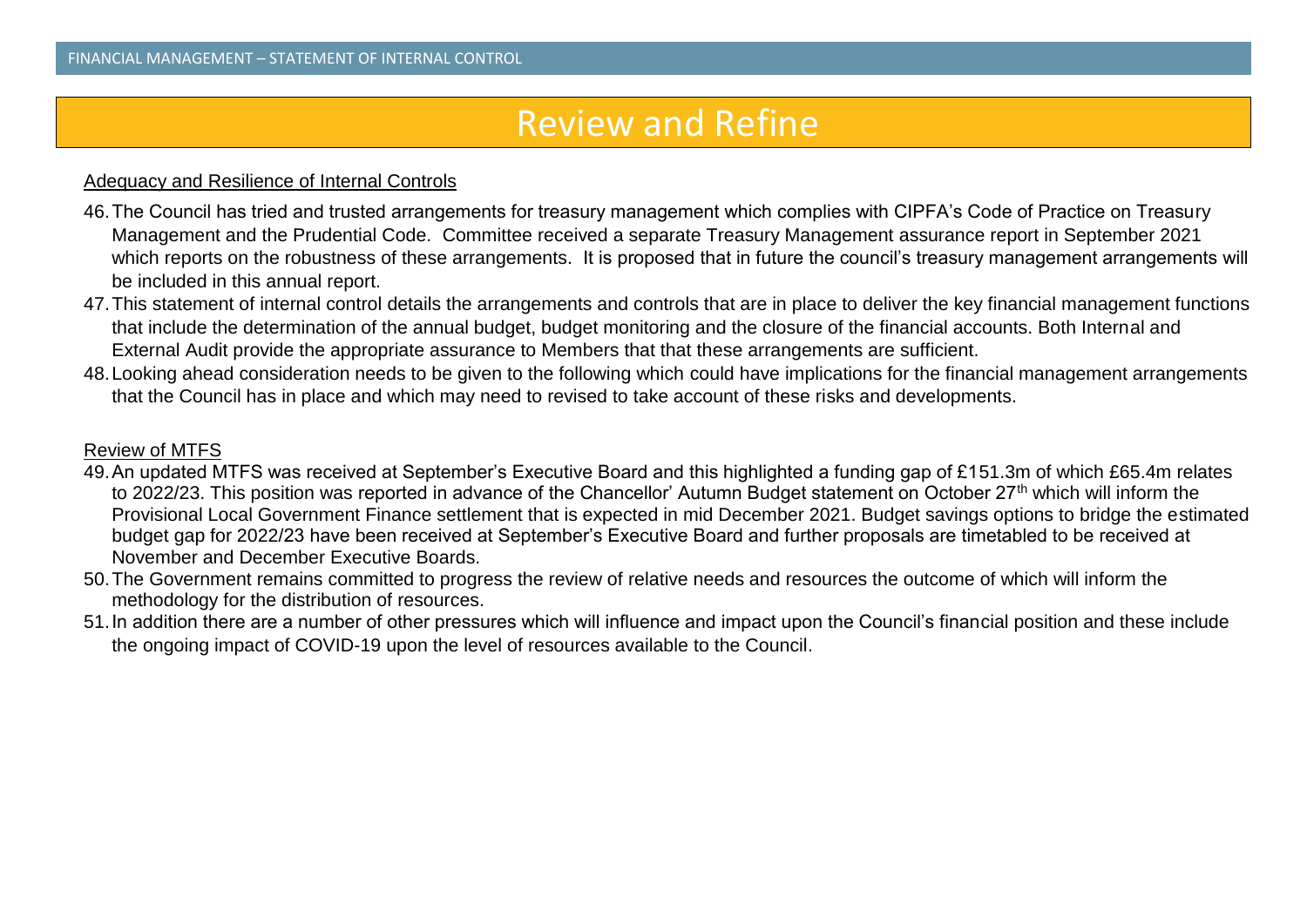# Review and Refine

Adequacy and Resilience of Internal Controls

46. The Council has tried and trusted arrangements for treasury management which complies with CIPFA's Code of Practice on Treasury Management and the Prudential Code. Committee received a separate Treasury Management assurance report in September 2021 which reports on the robustness of these arrangements. It is proposed that in future the council's treasury management arrangements will be included in this annual report.
47. This statement of internal control details the arrangements and controls that are in place to deliver the key financial management functions that include the determination of the annual budget, budget monitoring and the closure of the financial accounts. Both Internal and External Audit provide the appropriate assurance to Members that that these arrangements are sufficient.
48. Looking ahead consideration needs to be given to the following which could have implications for the financial management arrangements that the Council has in place and which may need to revised to take account of these risks and developments.

Review of MTFS

49. An updated MTFS was received at September's Executive Board and this highlighted a funding gap of £151.3m of which £65.4m relates to 2022/23. This position was reported in advance of the Chancellor' Autumn Budget statement on October 27th which will inform the Provisional Local Government Finance settlement that is expected in mid December 2021. Budget savings options to bridge the estimated budget gap for 2022/23 have been received at September's Executive Board and further proposals are timetabled to be received at November and December Executive Boards.
50. The Government remains committed to progress the review of relative needs and resources the outcome of which will inform the methodology for the distribution of resources.
51. In addition there are a number of other pressures which will influence and impact upon the Council's financial position and these include the ongoing impact of COVID-19 upon the level of resources available to the Council.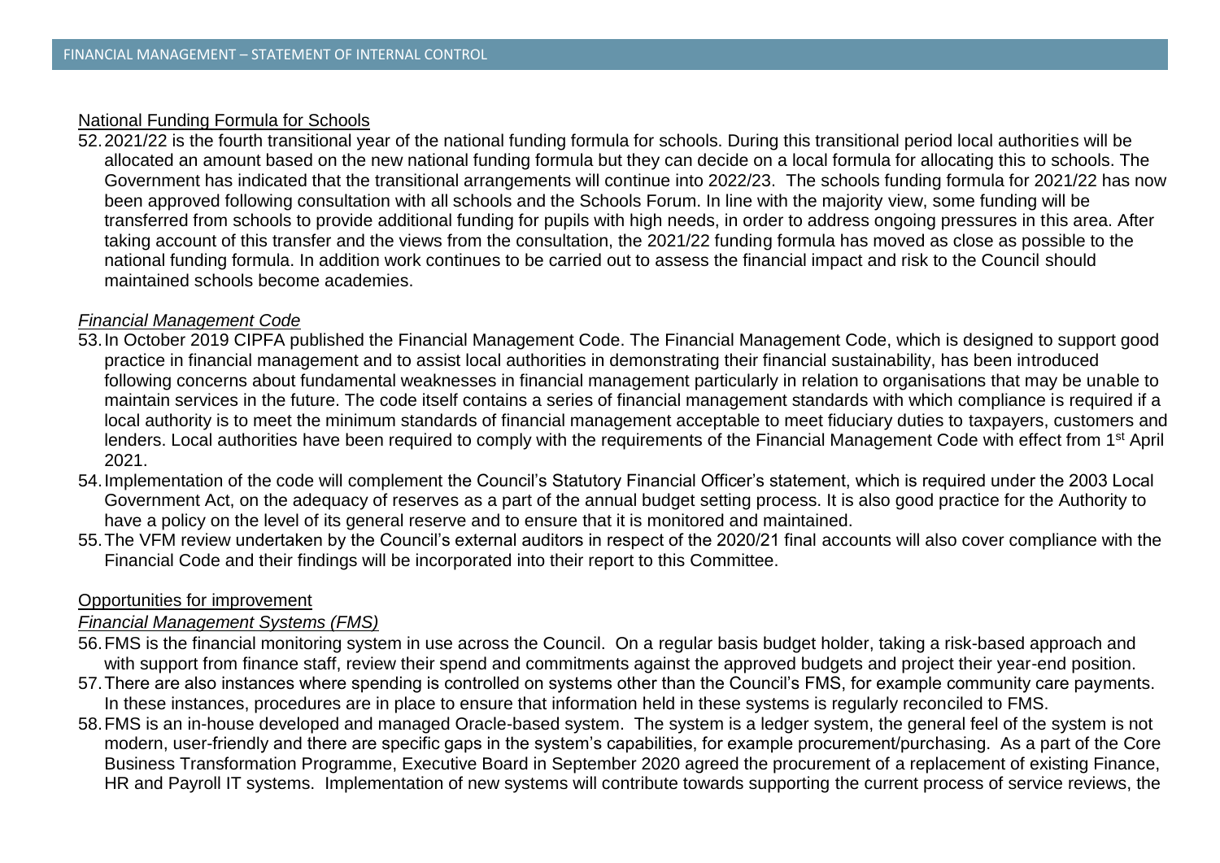National Funding Formula for Schools

52. 2021/22 is the fourth transitional year of the national funding formula for schools. During this transitional period local authorities will be allocated an amount based on the new national funding formula but they can decide on a local formula for allocating this to schools. The Government has indicated that the transitional arrangements will continue into 2022/23. The schools funding formula for 2021/22 has now been approved following consultation with all schools and the Schools Forum. In line with the majority view, some funding will be transferred from schools to provide additional funding for pupils with high needs, in order to address ongoing pressures in this area. After taking account of this transfer and the views from the consultation, the 2021/22 funding formula has moved as close as possible to the national funding formula. In addition work continues to be carried out to assess the financial impact and risk to the Council should maintained schools become academies.

*Financial Management Code*

53. In October 2019 CIPFA published the Financial Management Code. The Financial Management Code, which is designed to support good practice in financial management and to assist local authorities in demonstrating their financial sustainability, has been introduced following concerns about fundamental weaknesses in financial management particularly in relation to organisations that may be unable to maintain services in the future. The code itself contains a series of financial management standards with which compliance is required if a local authority is to meet the minimum standards of financial management acceptable to meet fiduciary duties to taxpayers, customers and lenders. Local authorities have been required to comply with the requirements of the Financial Management Code with effect from 1st April 2021.
54. Implementation of the code will complement the Council's Statutory Financial Officer's statement, which is required under the 2003 Local Government Act, on the adequacy of reserves as a part of the annual budget setting process. It is also good practice for the Authority to have a policy on the level of its general reserve and to ensure that it is monitored and maintained.
55. The VFM review undertaken by the Council's external auditors in respect of the 2020/21 final accounts will also cover compliance with the Financial Code and their findings will be incorporated into their report to this Committee.

Opportunities for improvement

*Financial Management Systems (FMS)*

56. FMS is the financial monitoring system in use across the Council. On a regular basis budget holder, taking a risk-based approach and with support from finance staff, review their spend and commitments against the approved budgets and project their year-end position.
57. There are also instances where spending is controlled on systems other than the Council's FMS, for example community care payments. In these instances, procedures are in place to ensure that information held in these systems is regularly reconciled to FMS.
58. FMS is an in-house developed and managed Oracle-based system. The system is a ledger system, the general feel of the system is not modern, user-friendly and there are specific gaps in the system's capabilities, for example procurement/purchasing. As a part of the Core Business Transformation Programme, Executive Board in September 2020 agreed the procurement of a replacement of existing Finance, HR and Payroll IT systems. Implementation of new systems will contribute towards supporting the current process of service reviews, the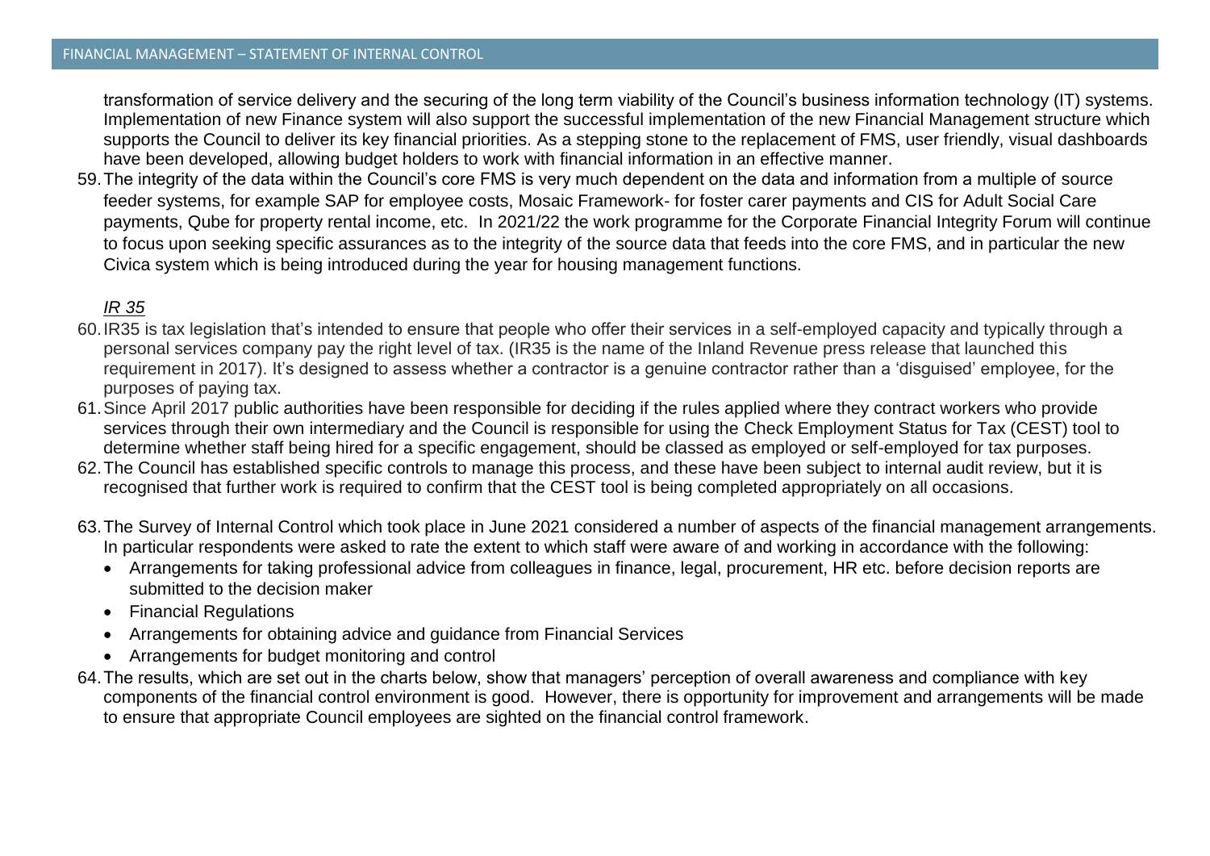transformation of service delivery and the securing of the long term viability of the Council's business information technology (IT) systems. Implementation of new Finance system will also support the successful implementation of the new Financial Management structure which supports the Council to deliver its key financial priorities. As a stepping stone to the replacement of FMS, user friendly, visual dashboards have been developed, allowing budget holders to work with financial information in an effective manner.

59. The integrity of the data within the Council's core FMS is very much dependent on the data and information from a multiple of source feeder systems, for example SAP for employee costs, Mosaic Framework- for foster carer payments and CIS for Adult Social Care payments, Qube for property rental income, etc. In 2021/22 the work programme for the Corporate Financial Integrity Forum will continue to focus upon seeking specific assurances as to the integrity of the source data that feeds into the core FMS, and in particular the new Civica system which is being introduced during the year for housing management functions.

*IR 35*

60. IR35 is tax legislation that's intended to ensure that people who offer their services in a self-employed capacity and typically through a personal services company pay the right level of tax. (IR35 is the name of the Inland Revenue press release that launched this requirement in 2017). It's designed to assess whether a contractor is a genuine contractor rather than a 'disguised' employee, for the purposes of paying tax.

61. Since April 2017 public authorities have been responsible for deciding if the rules applied where they contract workers who provide services through their own intermediary and the Council is responsible for using the Check Employment Status for Tax (CEST) tool to determine whether staff being hired for a specific engagement, should be classed as employed or self-employed for tax purposes.

62. The Council has established specific controls to manage this process, and these have been subject to internal audit review, but it is recognised that further work is required to confirm that the CEST tool is being completed appropriately on all occasions.

63. The Survey of Internal Control which took place in June 2021 considered a number of aspects of the financial management arrangements. In particular respondents were asked to rate the extent to which staff were aware of and working in accordance with the following:
    - Arrangements for taking professional advice from colleagues in finance, legal, procurement, HR etc. before decision reports are submitted to the decision maker
    - Financial Regulations
    - Arrangements for obtaining advice and guidance from Financial Services
    - Arrangements for budget monitoring and control

64. The results, which are set out in the charts below, show that managers' perception of overall awareness and compliance with key components of the financial control environment is good. However, there is opportunity for improvement and arrangements will be made to ensure that appropriate Council employees are sighted on the financial control framework.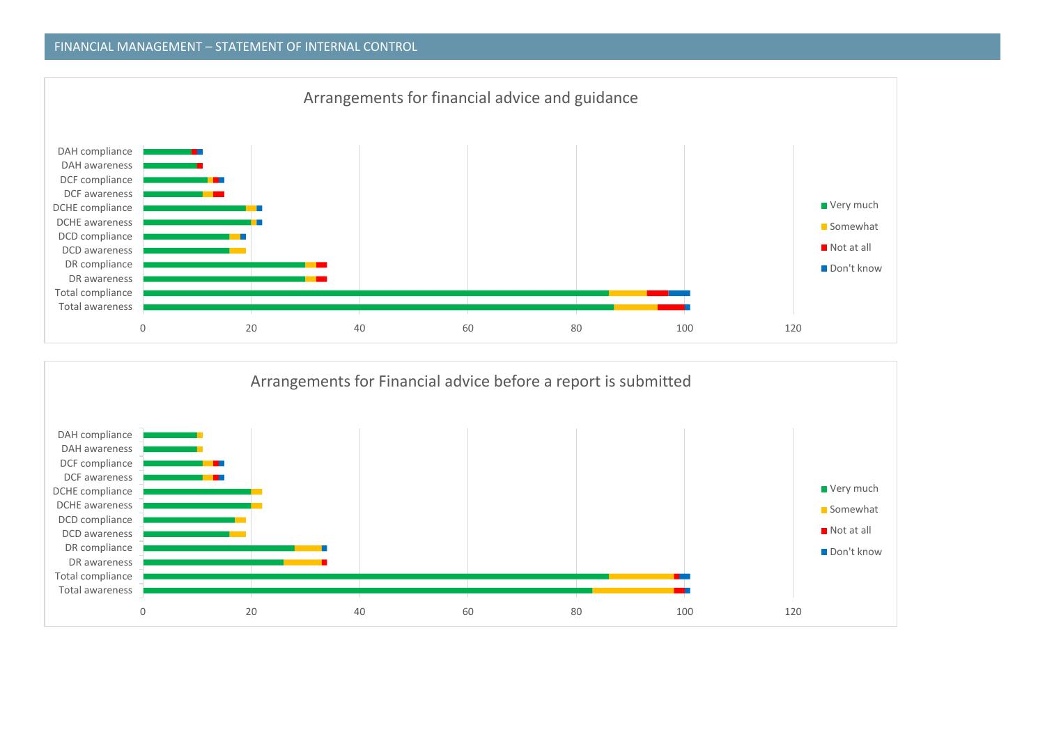## Arrangements for financial advice and guidance

- DAH compliance
- DAH awareness
- DCF compliance
- DCF awareness
- DCHE compliance
- DCHE awareness
- DCD compliance
- DCD awareness
- DR compliance
- DR awareness
- Total compliance
- Total awareness

0 20 40 60 80 100 120

Very much | Somewhat | Not at all | Don't know

## Arrangements for Financial advice before a report is submitted

- DAH compliance
- DAH awareness
- DCF compliance
- DCF awareness
- DCHE compliance
- DCHE awareness
- DCD compliance
- DCD awareness
- DR compliance
- DR awareness
- Total compliance
- Total awareness

0 20 40 60 80 100 120

Very much | Somewhat | Not at all | Don't know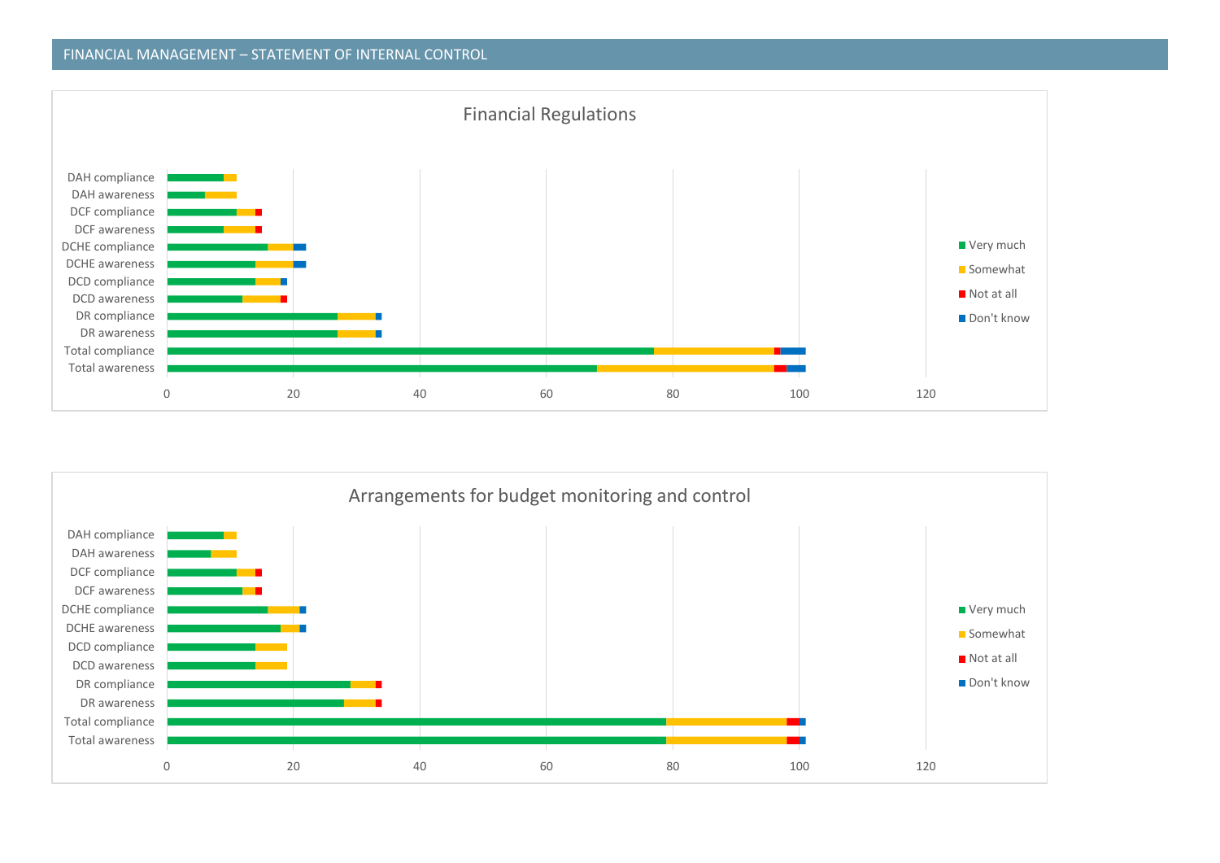FINANCIAL MANAGEMENT – STATEMENT OF INTERNAL CONTROL

Financial Regulations

| | Very much | Somewhat | Not at all | Don't know |
|---|---|---|---|---|
| DAH compliance | 9 | 2 | 0 | 0 |
| DAH awareness | 6 | 5 | 0 | 0 |
| DCF compliance | 11 | 3 | 1 | 0 |
| DCF awareness | 9 | 5 | 1 | 0 |
| DCHE compliance | 16 | 4 | 0 | 2 |
| DCHE awareness | 14 | 6 | 0 | 2 |
| DCD compliance | 14 | 4 | 0 | 1 |
| DCD awareness | 12 | 6 | 1 | 0 |
| DR compliance | 27 | 6 | 0 | 1 |
| DR awareness | 27 | 6 | 0 | 1 |
| Total compliance | 77 | 19 | 1 | 4 |
| Total awareness | 68 | 28 | 2 | 3 |

Arrangements for budget monitoring and control

| | Very much | Somewhat | Not at all | Don't know |
|---|---|---|---|---|
| DAH compliance | 9 | 2 | 0 | 0 |
| DAH awareness | 7 | 4 | 0 | 0 |
| DCF compliance | 11 | 3 | 1 | 0 |
| DCF awareness | 12 | 2 | 1 | 0 |
| DCHE compliance | 16 | 5 | 0 | 1 |
| DCHE awareness | 18 | 3 | 0 | 1 |
| DCD compliance | 14 | 5 | 0 | 0 |
| DCD awareness | 14 | 5 | 0 | 0 |
| DR compliance | 29 | 4 | 1 | 0 |
| DR awareness | 28 | 5 | 1 | 0 |
| Total compliance | 79 | 19 | 2 | 1 |
| Total awareness | 79 | 19 | 2 | 1 |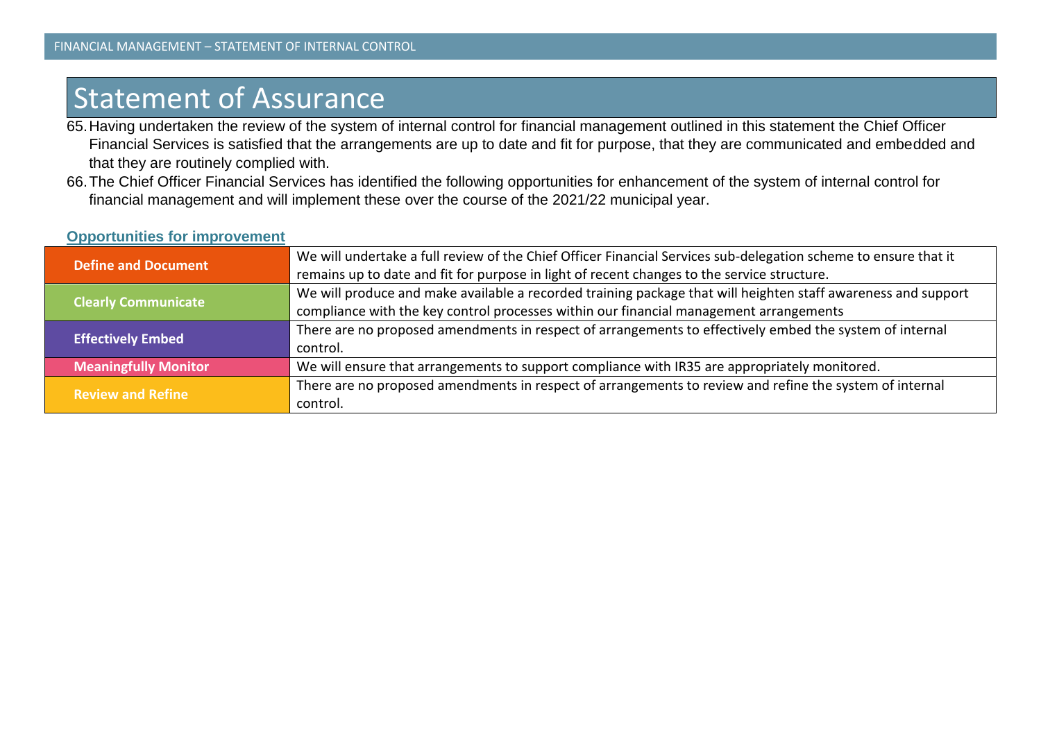# Statement of Assurance

65. Having undertaken the review of the system of internal control for financial management outlined in this statement the Chief Officer Financial Services is satisfied that the arrangements are up to date and fit for purpose, that they are communicated and embedded and that they are routinely complied with.
66. The Chief Officer Financial Services has identified the following opportunities for enhancement of the system of internal control for financial management and will implement these over the course of the 2021/22 municipal year.

### Opportunities for improvement

| | |
|---|---|
| **Define and Document** | We will undertake a full review of the Chief Officer Financial Services sub-delegation scheme to ensure that it remains up to date and fit for purpose in light of recent changes to the service structure. |
| **Clearly Communicate** | We will produce and make available a recorded training package that will heighten staff awareness and support compliance with the key control processes within our financial management arrangements |
| **Effectively Embed** | There are no proposed amendments in respect of arrangements to effectively embed the system of internal control. |
| **Meaningfully Monitor** | We will ensure that arrangements to support compliance with IR35 are appropriately monitored. |
| **Review and Refine** | There are no proposed amendments in respect of arrangements to review and refine the system of internal control. |